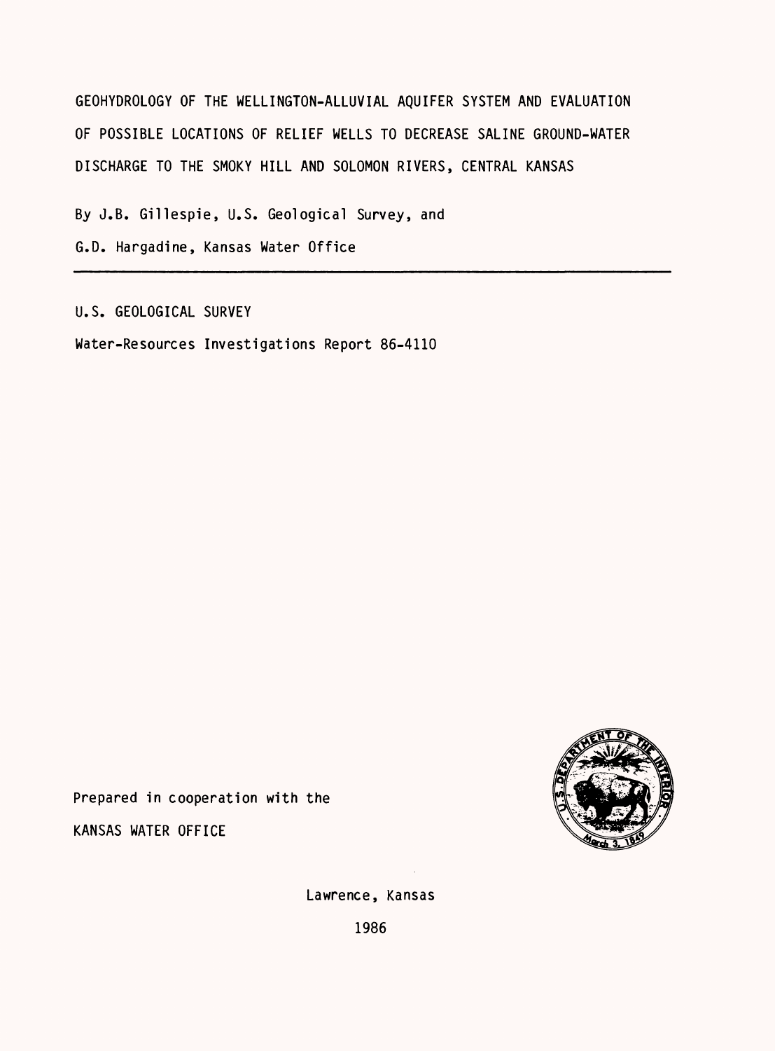# GEOHYDROLOGY OF THE WELLINGTON-ALLUVIAL AQUIFER SYSTEM AND EVALUATION OF POSSIBLE LOCATIONS OF RELIEF WELLS TO DECREASE SALINE GROUND-WATER DISCHARGE TO THE SMOKY HILL AND SOLOMON RIVERS, CENTRAL KANSAS

By J.B. Gillespie, U.S. Geological Survey, and

G.D. Hargadine, Kansas Water Office

---

U.S. GEOLOGICAL SURVEY

Water-Resources Investigations Report 86-4110

Prepared in cooperation with the

KANSAS WATER OFFICE

Lawrence, Kansas

1986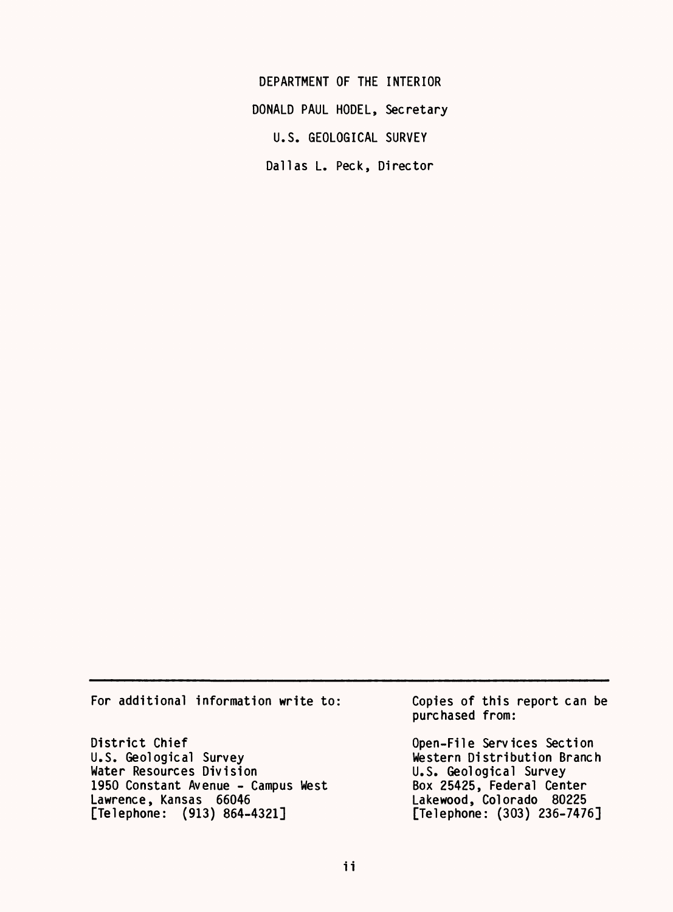DEPARTMENT OF THE INTERIOR

DONALD PAUL HODEL, Secretary

U.S. GEOLOGICAL SURVEY

Dallas L. Peck, Director

---

For additional information write to:

District Chief
U.S. Geological Survey
Water Resources Division
1950 Constant Avenue - Campus West
Lawrence, Kansas 66046
[Telephone: (913) 864-4321]

Copies of this report can be purchased from:

Open-File Services Section
Western Distribution Branch
U.S. Geological Survey
Box 25425, Federal Center
Lakewood, Colorado 80225
[Telephone: (303) 236-7476]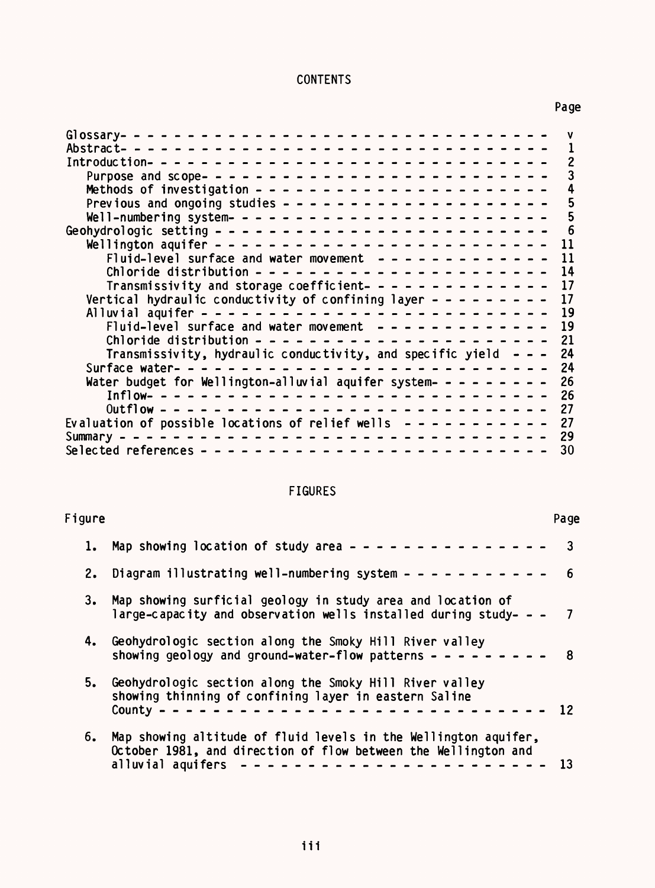# CONTENTS

| | Page |
|---|---|
| Glossary | v |
| Abstract | 1 |
| Introduction | 2 |
| Purpose and scope | 3 |
| Methods of investigation | 4 |
| Previous and ongoing studies | 5 |
| Well-numbering system | 5 |
| Geohydrologic setting | 6 |
| Wellington aquifer | 11 |
| Fluid-level surface and water movement | 11 |
| Chloride distribution | 14 |
| Transmissivity and storage coefficient | 17 |
| Vertical hydraulic conductivity of confining layer | 17 |
| Alluvial aquifer | 19 |
| Fluid-level surface and water movement | 19 |
| Chloride distribution | 21 |
| Transmissivity, hydraulic conductivity, and specific yield | 24 |
| Surface water | 24 |
| Water budget for Wellington-alluvial aquifer system | 26 |
| Inflow | 26 |
| Outflow | 27 |
| Evaluation of possible locations of relief wells | 27 |
| Summary | 29 |
| Selected references | 30 |

# FIGURES

| Figure | | Page |
|---|---|---|
| 1. | Map showing location of study area | 3 |
| 2. | Diagram illustrating well-numbering system | 6 |
| 3. | Map showing surficial geology in study area and location of large-capacity and observation wells installed during study | 7 |
| 4. | Geohydrologic section along the Smoky Hill River valley showing geology and ground-water-flow patterns | 8 |
| 5. | Geohydrologic section along the Smoky Hill River valley showing thinning of confining layer in eastern Saline County | 12 |
| 6. | Map showing altitude of fluid levels in the Wellington aquifer, October 1981, and direction of flow between the Wellington and alluvial aquifers | 13 |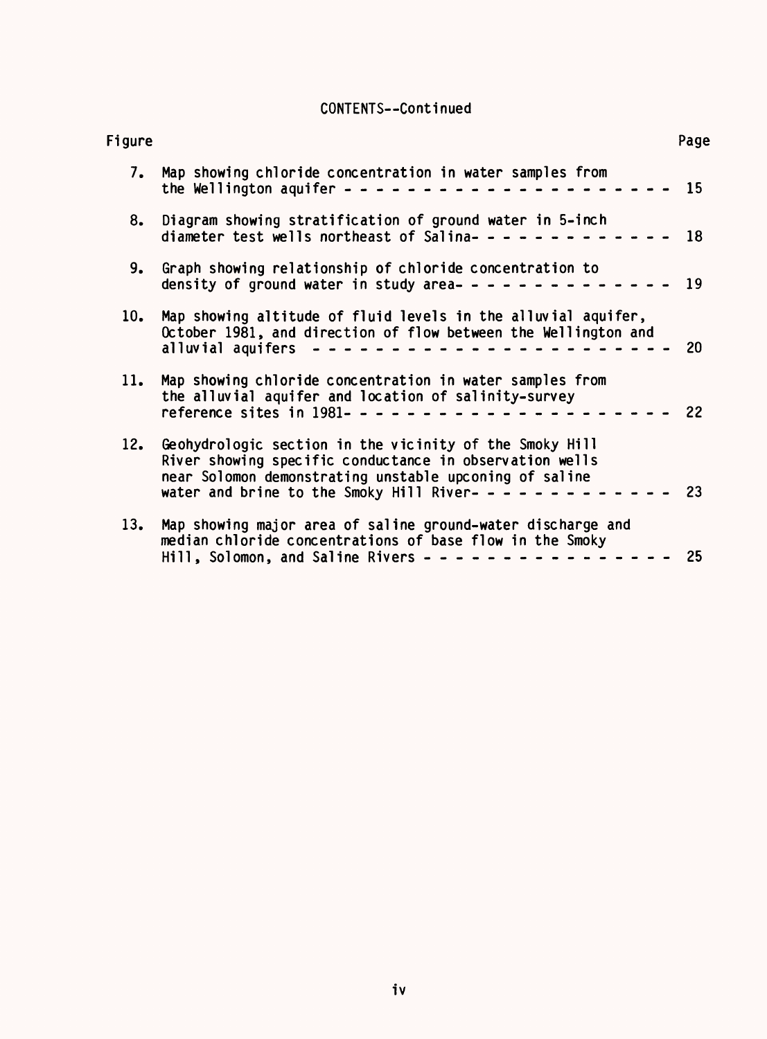CONTENTS--Continued

| Figure | | Page |
|---|---|---|
| 7. | Map showing chloride concentration in water samples from the Wellington aquifer | 15 |
| 8. | Diagram showing stratification of ground water in 5-inch diameter test wells northeast of Salina | 18 |
| 9. | Graph showing relationship of chloride concentration to density of ground water in study area | 19 |
| 10. | Map showing altitude of fluid levels in the alluvial aquifer, October 1981, and direction of flow between the Wellington and alluvial aquifers | 20 |
| 11. | Map showing chloride concentration in water samples from the alluvial aquifer and location of salinity-survey reference sites in 1981 | 22 |
| 12. | Geohydrologic section in the vicinity of the Smoky Hill River showing specific conductance in observation wells near Solomon demonstrating unstable upconing of saline water and brine to the Smoky Hill River | 23 |
| 13. | Map showing major area of saline ground-water discharge and median chloride concentrations of base flow in the Smoky Hill, Solomon, and Saline Rivers | 25 |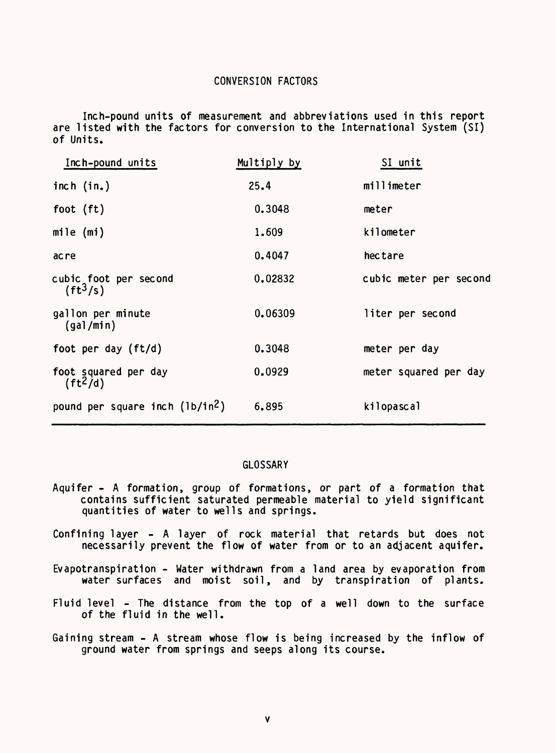## CONVERSION FACTORS

Inch-pound units of measurement and abbreviations used in this report are listed with the factors for conversion to the International System (SI) of Units.

| Inch-pound units | Multiply by | SI unit |
|---|---|---|
| inch (in.) | 25.4 | millimeter |
| foot (ft) | 0.3048 | meter |
| mile (mi) | 1.609 | kilometer |
| acre | 0.4047 | hectare |
| cubic foot per second ($ft^3/s$) | 0.02832 | cubic meter per second |
| gallon per minute (gal/min) | 0.06309 | liter per second |
| foot per day (ft/d) | 0.3048 | meter per day |
| foot squared per day ($ft^2/d$) | 0.0929 | meter squared per day |
| pound per square inch ($lb/in^2$) | 6.895 | kilopascal |

## GLOSSARY

Aquifer - A formation, group of formations, or part of a formation that contains sufficient saturated permeable material to yield significant quantities of water to wells and springs.

Confining layer - A layer of rock material that retards but does not necessarily prevent the flow of water from or to an adjacent aquifer.

Evapotranspiration - Water withdrawn from a land area by evaporation from water surfaces and moist soil, and by transpiration of plants.

Fluid level - The distance from the top of a well down to the surface of the fluid in the well.

Gaining stream - A stream whose flow is being increased by the inflow of ground water from springs and seeps along its course.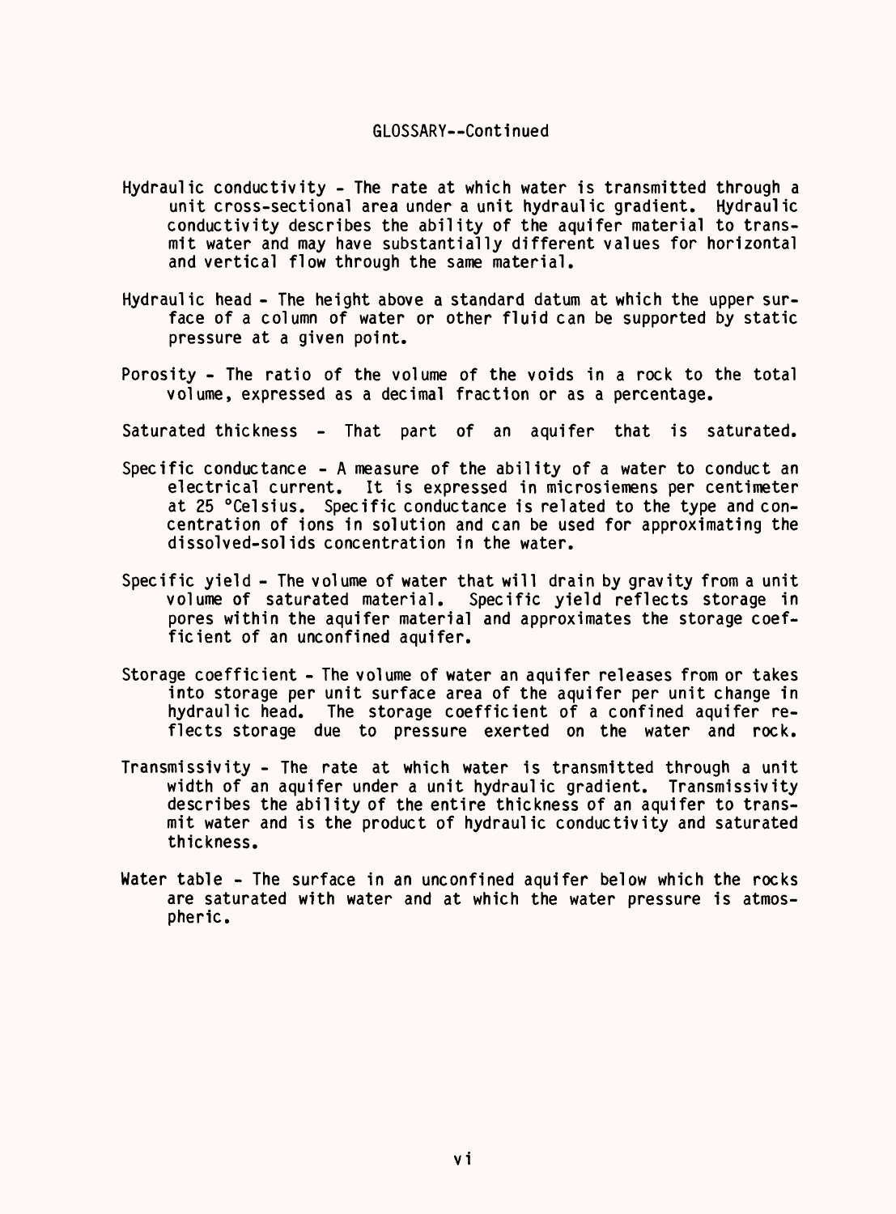## GLOSSARY--Continued

Hydraulic conductivity - The rate at which water is transmitted through a unit cross-sectional area under a unit hydraulic gradient. Hydraulic conductivity describes the ability of the aquifer material to transmit water and may have substantially different values for horizontal and vertical flow through the same material.

Hydraulic head - The height above a standard datum at which the upper surface of a column of water or other fluid can be supported by static pressure at a given point.

Porosity - The ratio of the volume of the voids in a rock to the total volume, expressed as a decimal fraction or as a percentage.

Saturated thickness - That part of an aquifer that is saturated.

Specific conductance - A measure of the ability of a water to conduct an electrical current. It is expressed in microsiemens per centimeter at 25 °Celsius. Specific conductance is related to the type and concentration of ions in solution and can be used for approximating the dissolved-solids concentration in the water.

Specific yield - The volume of water that will drain by gravity from a unit volume of saturated material. Specific yield reflects storage in pores within the aquifer material and approximates the storage coefficient of an unconfined aquifer.

Storage coefficient - The volume of water an aquifer releases from or takes into storage per unit surface area of the aquifer per unit change in hydraulic head. The storage coefficient of a confined aquifer reflects storage due to pressure exerted on the water and rock.

Transmissivity - The rate at which water is transmitted through a unit width of an aquifer under a unit hydraulic gradient. Transmissivity describes the ability of the entire thickness of an aquifer to transmit water and is the product of hydraulic conductivity and saturated thickness.

Water table - The surface in an unconfined aquifer below which the rocks are saturated with water and at which the water pressure is atmospheric.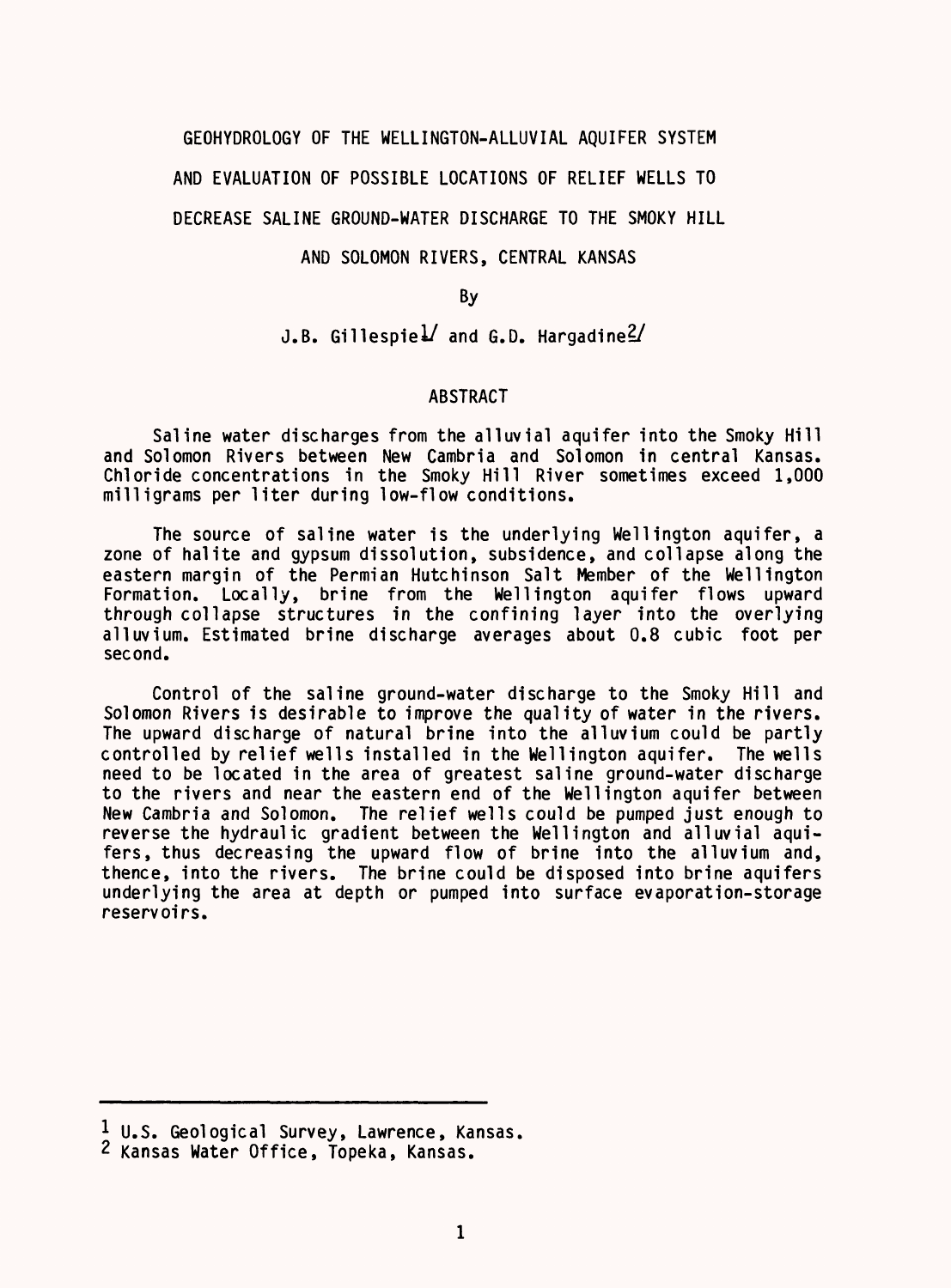# GEOHYDROLOGY OF THE WELLINGTON-ALLUVIAL AQUIFER SYSTEM AND EVALUATION OF POSSIBLE LOCATIONS OF RELIEF WELLS TO DECREASE SALINE GROUND-WATER DISCHARGE TO THE SMOKY HILL AND SOLOMON RIVERS, CENTRAL KANSAS

By

J.B. Gillespie[1] and G.D. Hargadine[2]

## ABSTRACT

Saline water discharges from the alluvial aquifer into the Smoky Hill and Solomon Rivers between New Cambria and Solomon in central Kansas. Chloride concentrations in the Smoky Hill River sometimes exceed 1,000 milligrams per liter during low-flow conditions.

The source of saline water is the underlying Wellington aquifer, a zone of halite and gypsum dissolution, subsidence, and collapse along the eastern margin of the Permian Hutchinson Salt Member of the Wellington Formation. Locally, brine from the Wellington aquifer flows upward through collapse structures in the confining layer into the overlying alluvium. Estimated brine discharge averages about 0.8 cubic foot per second.

Control of the saline ground-water discharge to the Smoky Hill and Solomon Rivers is desirable to improve the quality of water in the rivers. The upward discharge of natural brine into the alluvium could be partly controlled by relief wells installed in the Wellington aquifer. The wells need to be located in the area of greatest saline ground-water discharge to the rivers and near the eastern end of the Wellington aquifer between New Cambria and Solomon. The relief wells could be pumped just enough to reverse the hydraulic gradient between the Wellington and alluvial aquifers, thus decreasing the upward flow of brine into the alluvium and, thence, into the rivers. The brine could be disposed into brine aquifers underlying the area at depth or pumped into surface evaporation-storage reservoirs.

---

[1] U.S. Geological Survey, Lawrence, Kansas.
[2] Kansas Water Office, Topeka, Kansas.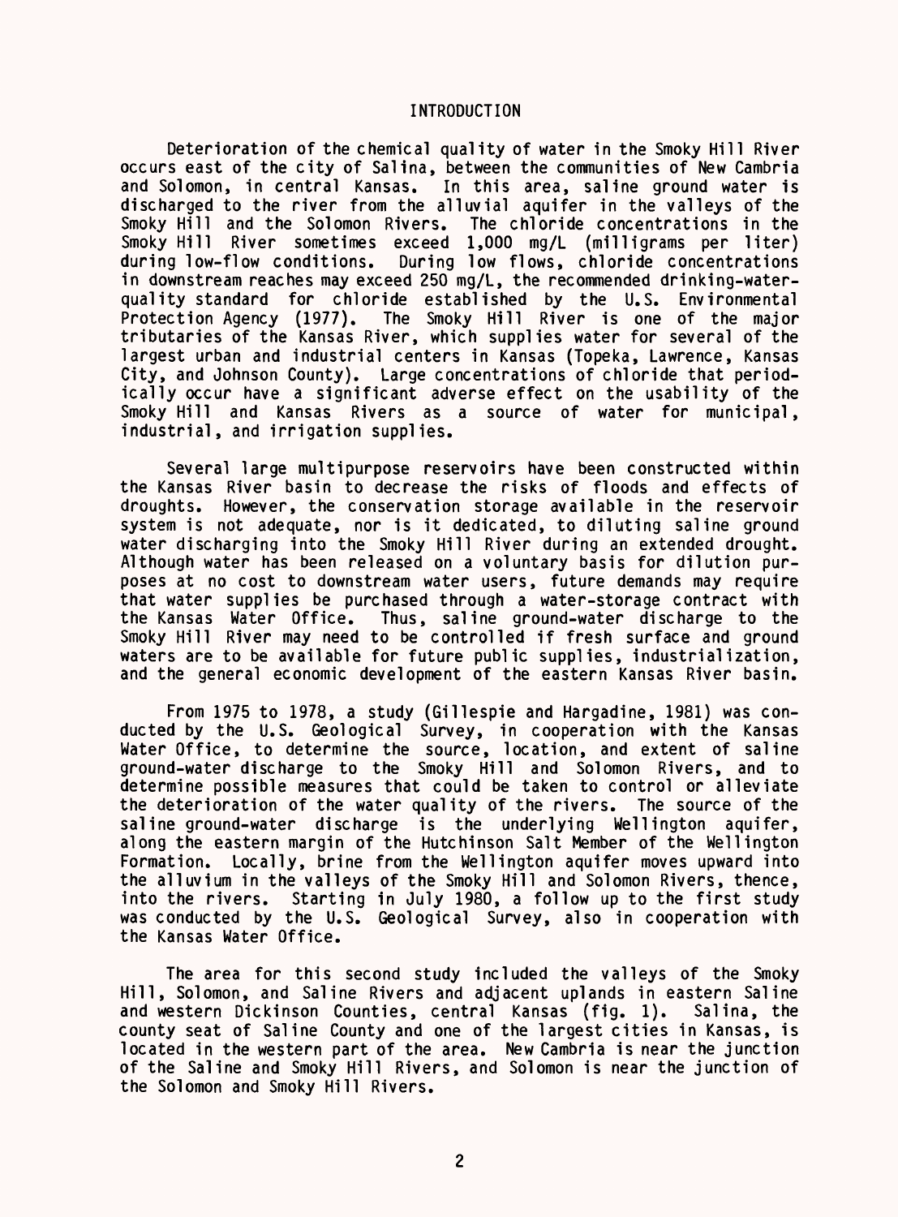# INTRODUCTION

Deterioration of the chemical quality of water in the Smoky Hill River occurs east of the city of Salina, between the communities of New Cambria and Solomon, in central Kansas. In this area, saline ground water is discharged to the river from the alluvial aquifer in the valleys of the Smoky Hill and the Solomon Rivers. The chloride concentrations in the Smoky Hill River sometimes exceed 1,000 mg/L (milligrams per liter) during low-flow conditions. During low flows, chloride concentrations in downstream reaches may exceed 250 mg/L, the recommended drinking-water-quality standard for chloride established by the U.S. Environmental Protection Agency (1977). The Smoky Hill River is one of the major tributaries of the Kansas River, which supplies water for several of the largest urban and industrial centers in Kansas (Topeka, Lawrence, Kansas City, and Johnson County). Large concentrations of chloride that periodically occur have a significant adverse effect on the usability of the Smoky Hill and Kansas Rivers as a source of water for municipal, industrial, and irrigation supplies.

Several large multipurpose reservoirs have been constructed within the Kansas River basin to decrease the risks of floods and effects of droughts. However, the conservation storage available in the reservoir system is not adequate, nor is it dedicated, to diluting saline ground water discharging into the Smoky Hill River during an extended drought. Although water has been released on a voluntary basis for dilution purposes at no cost to downstream water users, future demands may require that water supplies be purchased through a water-storage contract with the Kansas Water Office. Thus, saline ground-water discharge to the Smoky Hill River may need to be controlled if fresh surface and ground waters are to be available for future public supplies, industrialization, and the general economic development of the eastern Kansas River basin.

From 1975 to 1978, a study (Gillespie and Hargadine, 1981) was conducted by the U.S. Geological Survey, in cooperation with the Kansas Water Office, to determine the source, location, and extent of saline ground-water discharge to the Smoky Hill and Solomon Rivers, and to determine possible measures that could be taken to control or alleviate the deterioration of the water quality of the rivers. The source of the saline ground-water discharge is the underlying Wellington aquifer, along the eastern margin of the Hutchinson Salt Member of the Wellington Formation. Locally, brine from the Wellington aquifer moves upward into the alluvium in the valleys of the Smoky Hill and Solomon Rivers, thence, into the rivers. Starting in July 1980, a follow up to the first study was conducted by the U.S. Geological Survey, also in cooperation with the Kansas Water Office.

The area for this second study included the valleys of the Smoky Hill, Solomon, and Saline Rivers and adjacent uplands in eastern Saline and western Dickinson Counties, central Kansas (fig. 1). Salina, the county seat of Saline County and one of the largest cities in Kansas, is located in the western part of the area. New Cambria is near the junction of the Saline and Smoky Hill Rivers, and Solomon is near the junction of the Solomon and Smoky Hill Rivers.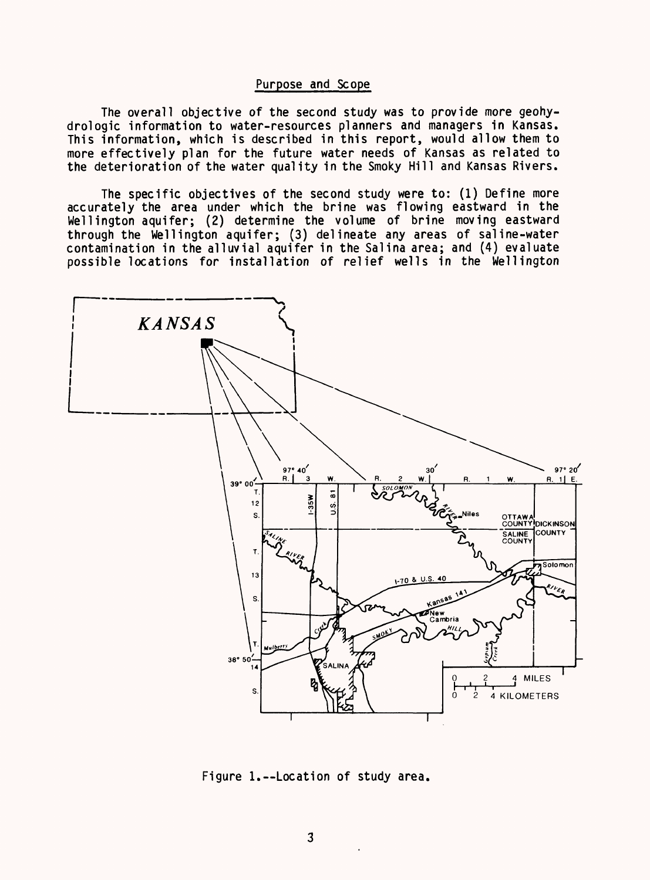## Purpose and Scope

The overall objective of the second study was to provide more geohydrologic information to water-resources planners and managers in Kansas. This information, which is described in this report, would allow them to more effectively plan for the future water needs of Kansas as related to the deterioration of the water quality in the Smoky Hill and Kansas Rivers.

The specific objectives of the second study were to: (1) Define more accurately the area under which the brine was flowing eastward in the Wellington aquifer; (2) determine the volume of brine moving eastward through the Wellington aquifer; (3) delineate any areas of saline-water contamination in the alluvial aquifer in the Salina area; and (4) evaluate possible locations for installation of relief wells in the Wellington

Figure 1.--Location of study area.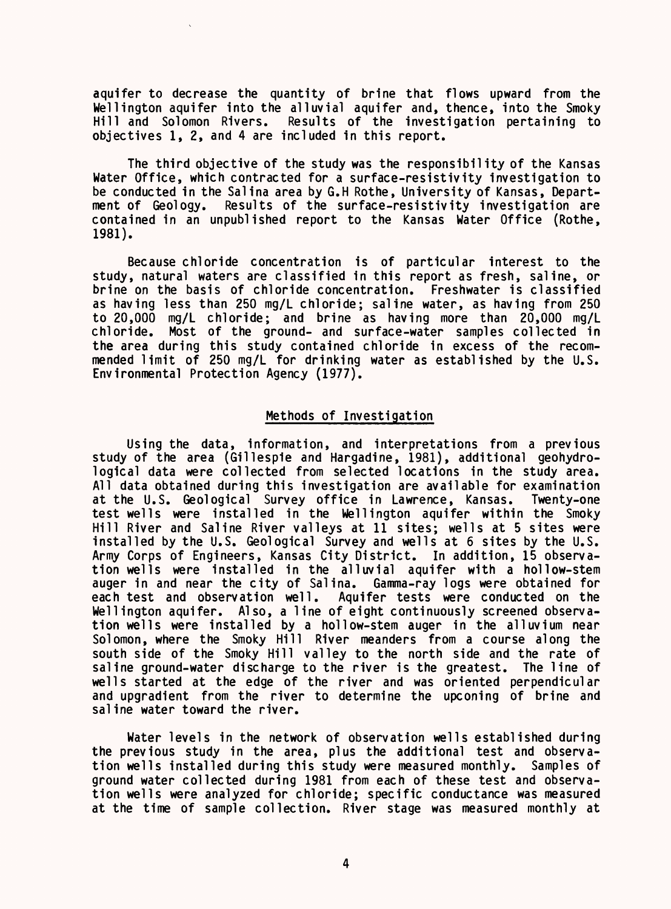aquifer to decrease the quantity of brine that flows upward from the Wellington aquifer into the alluvial aquifer and, thence, into the Smoky Hill and Solomon Rivers. Results of the investigation pertaining to objectives 1, 2, and 4 are included in this report.

The third objective of the study was the responsibility of the Kansas Water Office, which contracted for a surface-resistivity investigation to be conducted in the Salina area by G.H Rothe, University of Kansas, Department of Geology. Results of the surface-resistivity investigation are contained in an unpublished report to the Kansas Water Office (Rothe, 1981).

Because chloride concentration is of particular interest to the study, natural waters are classified in this report as fresh, saline, or brine on the basis of chloride concentration. Freshwater is classified as having less than 250 mg/L chloride; saline water, as having from 250 to 20,000 mg/L chloride; and brine as having more than 20,000 mg/L chloride. Most of the ground- and surface-water samples collected in the area during this study contained chloride in excess of the recommended limit of 250 mg/L for drinking water as established by the U.S. Environmental Protection Agency (1977).

## Methods of Investigation

Using the data, information, and interpretations from a previous study of the area (Gillespie and Hargadine, 1981), additional geohydrological data were collected from selected locations in the study area. All data obtained during this investigation are available for examination at the U.S. Geological Survey office in Lawrence, Kansas. Twenty-one test wells were installed in the Wellington aquifer within the Smoky Hill River and Saline River valleys at 11 sites; wells at 5 sites were installed by the U.S. Geological Survey and wells at 6 sites by the U.S. Army Corps of Engineers, Kansas City District. In addition, 15 observation wells were installed in the alluvial aquifer with a hollow-stem auger in and near the city of Salina. Gamma-ray logs were obtained for each test and observation well. Aquifer tests were conducted on the Wellington aquifer. Also, a line of eight continuously screened observation wells were installed by a hollow-stem auger in the alluvium near Solomon, where the Smoky Hill River meanders from a course along the south side of the Smoky Hill valley to the north side and the rate of saline ground-water discharge to the river is the greatest. The line of wells started at the edge of the river and was oriented perpendicular and upgradient from the river to determine the upconing of brine and saline water toward the river.

Water levels in the network of observation wells established during the previous study in the area, plus the additional test and observation wells installed during this study were measured monthly. Samples of ground water collected during 1981 from each of these test and observation wells were analyzed for chloride; specific conductance was measured at the time of sample collection. River stage was measured monthly at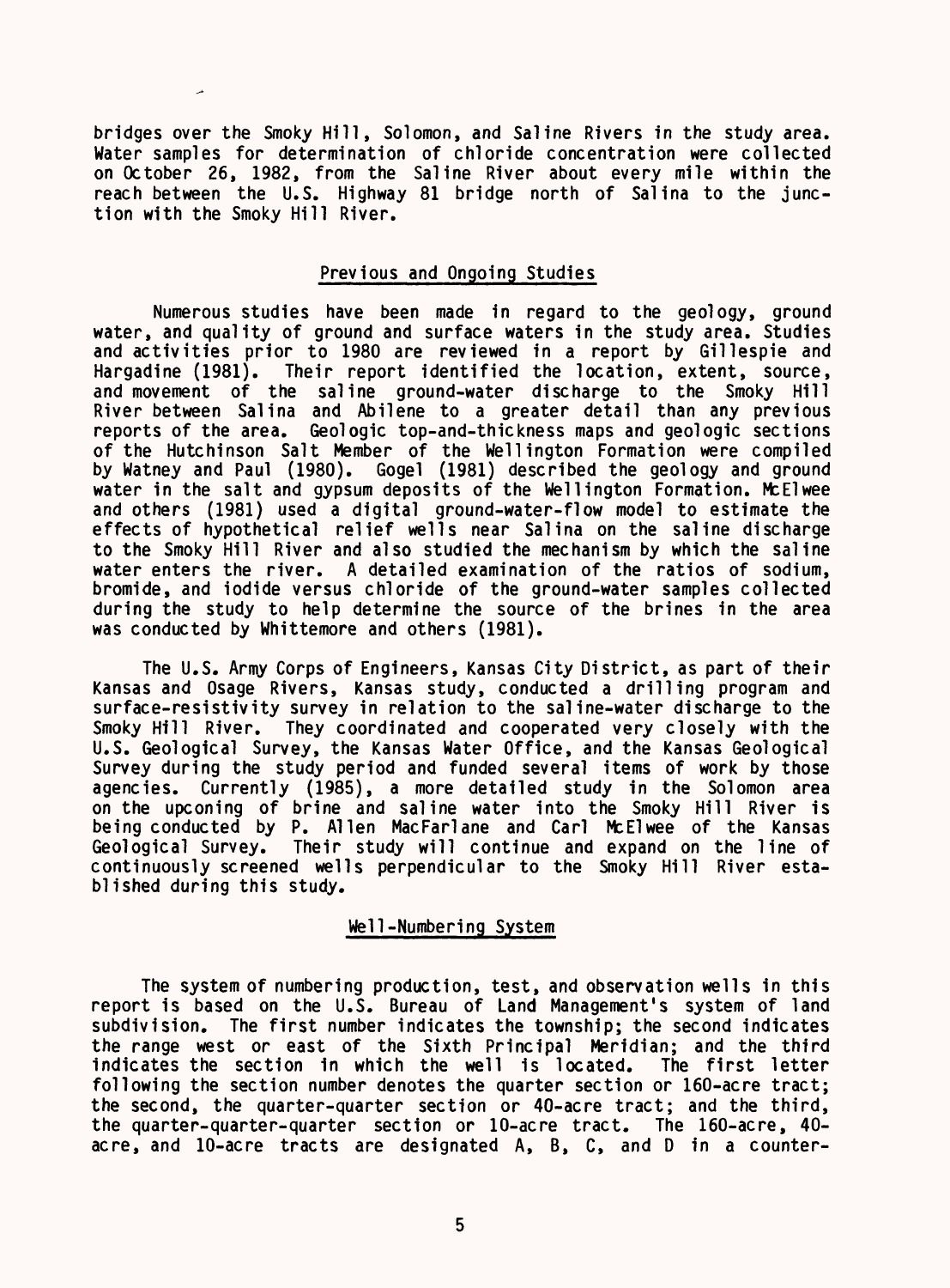bridges over the Smoky Hill, Solomon, and Saline Rivers in the study area. Water samples for determination of chloride concentration were collected on October 26, 1982, from the Saline River about every mile within the reach between the U.S. Highway 81 bridge north of Salina to the junction with the Smoky Hill River.

## Previous and Ongoing Studies

Numerous studies have been made in regard to the geology, ground water, and quality of ground and surface waters in the study area. Studies and activities prior to 1980 are reviewed in a report by Gillespie and Hargadine (1981). Their report identified the location, extent, source, and movement of the saline ground-water discharge to the Smoky Hill River between Salina and Abilene to a greater detail than any previous reports of the area. Geologic top-and-thickness maps and geologic sections of the Hutchinson Salt Member of the Wellington Formation were compiled by Watney and Paul (1980). Gogel (1981) described the geology and ground water in the salt and gypsum deposits of the Wellington Formation. McElwee and others (1981) used a digital ground-water-flow model to estimate the effects of hypothetical relief wells near Salina on the saline discharge to the Smoky Hill River and also studied the mechanism by which the saline water enters the river. A detailed examination of the ratios of sodium, bromide, and iodide versus chloride of the ground-water samples collected during the study to help determine the source of the brines in the area was conducted by Whittemore and others (1981).

The U.S. Army Corps of Engineers, Kansas City District, as part of their Kansas and Osage Rivers, Kansas study, conducted a drilling program and surface-resistivity survey in relation to the saline-water discharge to the Smoky Hill River. They coordinated and cooperated very closely with the U.S. Geological Survey, the Kansas Water Office, and the Kansas Geological Survey during the study period and funded several items of work by those agencies. Currently (1985), a more detailed study in the Solomon area on the upconing of brine and saline water into the Smoky Hill River is being conducted by P. Allen MacFarlane and Carl McElwee of the Kansas Geological Survey. Their study will continue and expand on the line of continuously screened wells perpendicular to the Smoky Hill River established during this study.

## Well-Numbering System

The system of numbering production, test, and observation wells in this report is based on the U.S. Bureau of Land Management's system of land subdivision. The first number indicates the township; the second indicates the range west or east of the Sixth Principal Meridian; and the third indicates the section in which the well is located. The first letter following the section number denotes the quarter section or 160-acre tract; the second, the quarter-quarter section or 40-acre tract; and the third, the quarter-quarter-quarter section or 10-acre tract. The 160-acre, 40-acre, and 10-acre tracts are designated A, B, C, and D in a counter-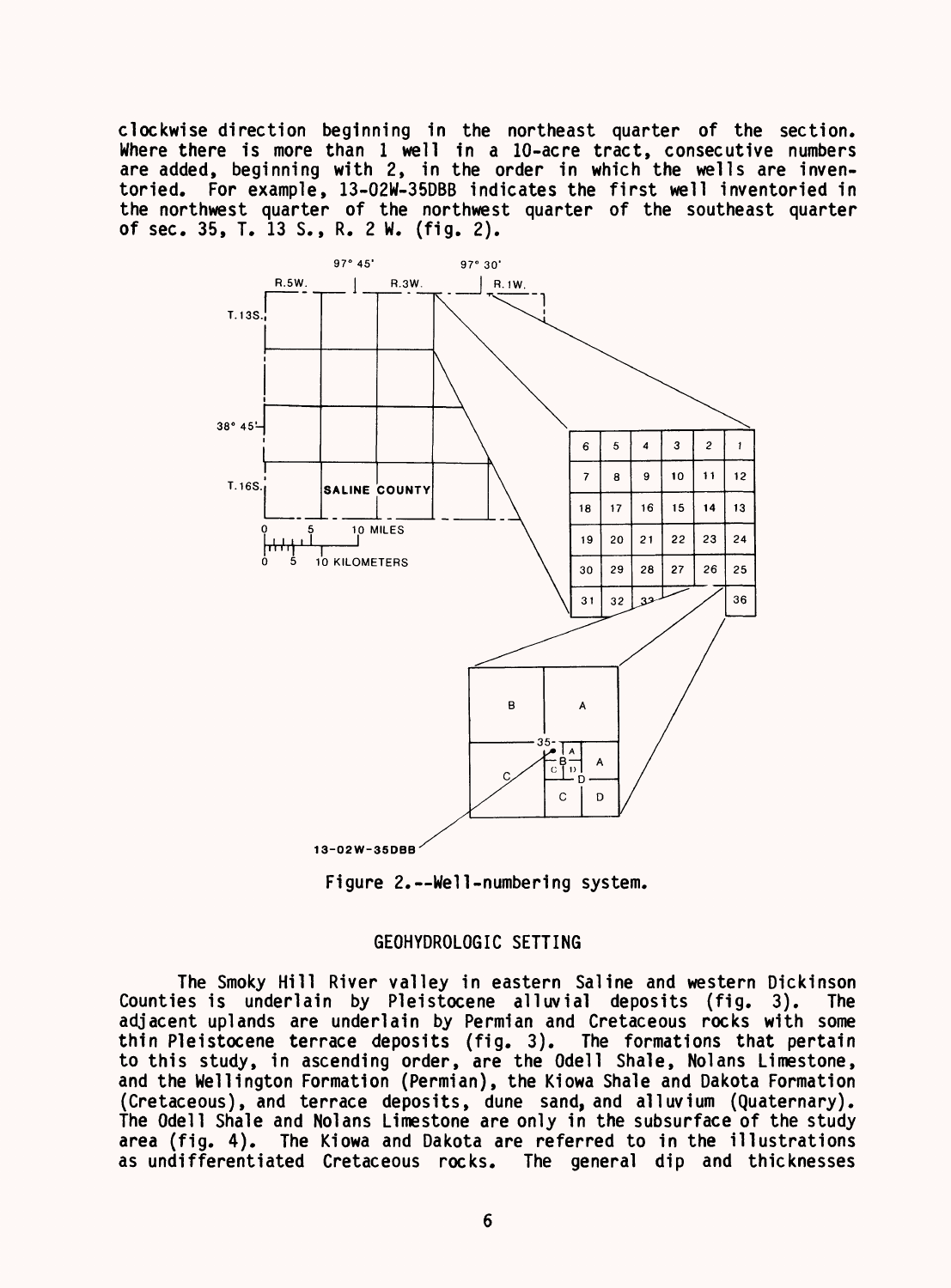clockwise direction beginning in the northeast quarter of the section. Where there is more than 1 well in a 10-acre tract, consecutive numbers are added, beginning with 2, in the order in which the wells are inventoried. For example, 13-02W-35DBB indicates the first well inventoried in the northwest quarter of the northwest quarter of the southeast quarter of sec. 35, T. 13 S., R. 2 W. (fig. 2).

Figure 2.--Well-numbering system.

## GEOHYDROLOGIC SETTING

The Smoky Hill River valley in eastern Saline and western Dickinson Counties is underlain by Pleistocene alluvial deposits (fig. 3). The adjacent uplands are underlain by Permian and Cretaceous rocks with some thin Pleistocene terrace deposits (fig. 3). The formations that pertain to this study, in ascending order, are the Odell Shale, Nolans Limestone, and the Wellington Formation (Permian), the Kiowa Shale and Dakota Formation (Cretaceous), and terrace deposits, dune sand, and alluvium (Quaternary). The Odell Shale and Nolans Limestone are only in the subsurface of the study area (fig. 4). The Kiowa and Dakota are referred to in the illustrations as undifferentiated Cretaceous rocks. The general dip and thicknesses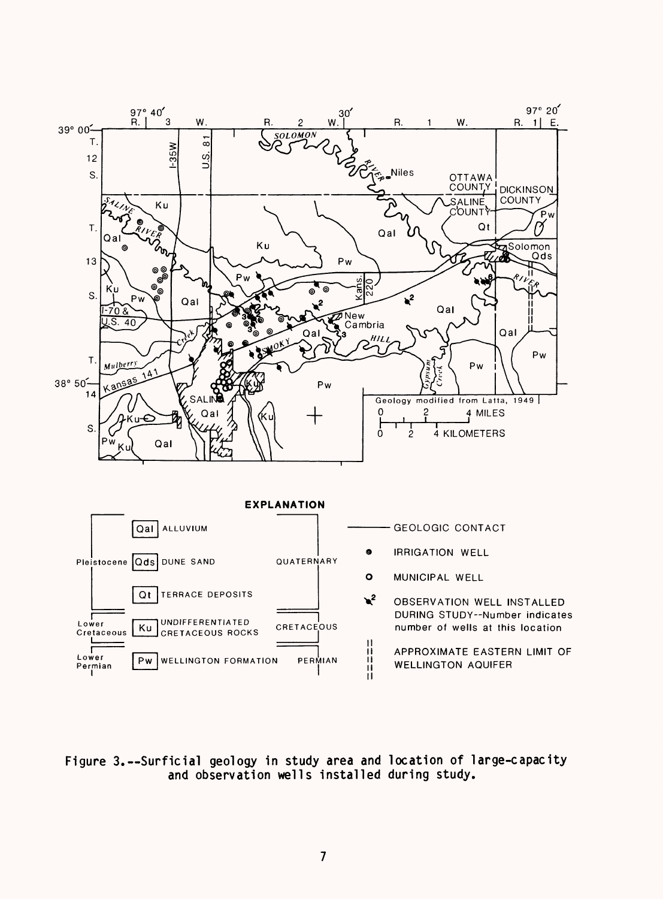Figure 3.--Surficial geology in study area and location of large-capacity and observation wells installed during study.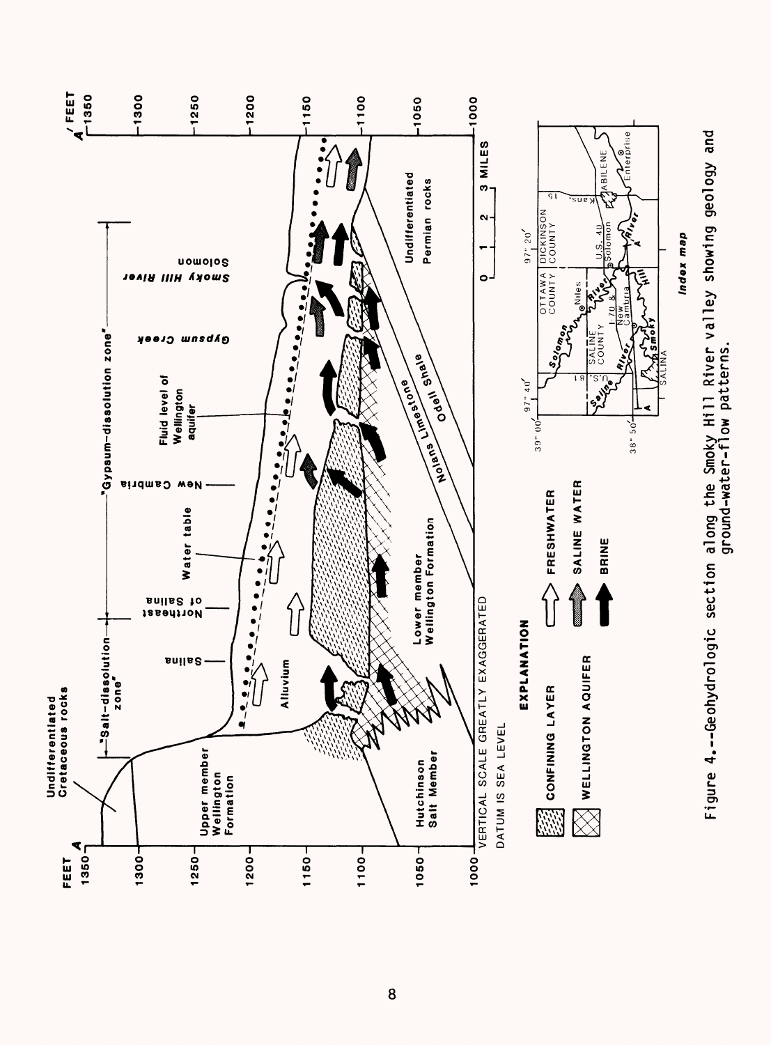Figure 4.--Geohydrologic section along the Smoky Hill River valley showing geology and ground-water-flow patterns.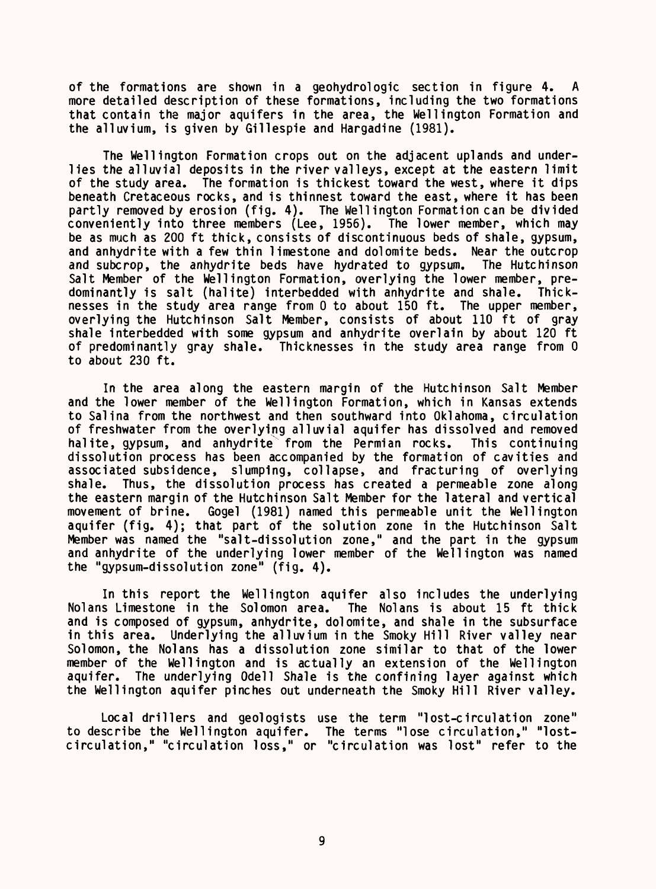of the formations are shown in a geohydrologic section in figure 4. A more detailed description of these formations, including the two formations that contain the major aquifers in the area, the Wellington Formation and the alluvium, is given by Gillespie and Hargadine (1981).

The Wellington Formation crops out on the adjacent uplands and underlies the alluvial deposits in the river valleys, except at the eastern limit of the study area. The formation is thickest toward the west, where it dips beneath Cretaceous rocks, and is thinnest toward the east, where it has been partly removed by erosion (fig. 4). The Wellington Formation can be divided conveniently into three members (Lee, 1956). The lower member, which may be as much as 200 ft thick, consists of discontinuous beds of shale, gypsum, and anhydrite with a few thin limestone and dolomite beds. Near the outcrop and subcrop, the anhydrite beds have hydrated to gypsum. The Hutchinson Salt Member of the Wellington Formation, overlying the lower member, predominantly is salt (halite) interbedded with anhydrite and shale. Thicknesses in the study area range from 0 to about 150 ft. The upper member, overlying the Hutchinson Salt Member, consists of about 110 ft of gray shale interbedded with some gypsum and anhydrite overlain by about 120 ft of predominantly gray shale. Thicknesses in the study area range from 0 to about 230 ft.

In the area along the eastern margin of the Hutchinson Salt Member and the lower member of the Wellington Formation, which in Kansas extends to Salina from the northwest and then southward into Oklahoma, circulation of freshwater from the overlying alluvial aquifer has dissolved and removed halite, gypsum, and anhydrite from the Permian rocks. This continuing dissolution process has been accompanied by the formation of cavities and associated subsidence, slumping, collapse, and fracturing of overlying shale. Thus, the dissolution process has created a permeable zone along the eastern margin of the Hutchinson Salt Member for the lateral and vertical movement of brine. Gogel (1981) named this permeable unit the Wellington aquifer (fig. 4); that part of the solution zone in the Hutchinson Salt Member was named the "salt-dissolution zone," and the part in the gypsum and anhydrite of the underlying lower member of the Wellington was named the "gypsum-dissolution zone" (fig. 4).

In this report the Wellington aquifer also includes the underlying Nolans Limestone in the Solomon area. The Nolans is about 15 ft thick and is composed of gypsum, anhydrite, dolomite, and shale in the subsurface in this area. Underlying the alluvium in the Smoky Hill River valley near Solomon, the Nolans has a dissolution zone similar to that of the lower member of the Wellington and is actually an extension of the Wellington aquifer. The underlying Odell Shale is the confining layer against which the Wellington aquifer pinches out underneath the Smoky Hill River valley.

Local drillers and geologists use the term "lost-circulation zone" to describe the Wellington aquifer. The terms "lose circulation," "lost-circulation," "circulation loss," or "circulation was lost" refer to the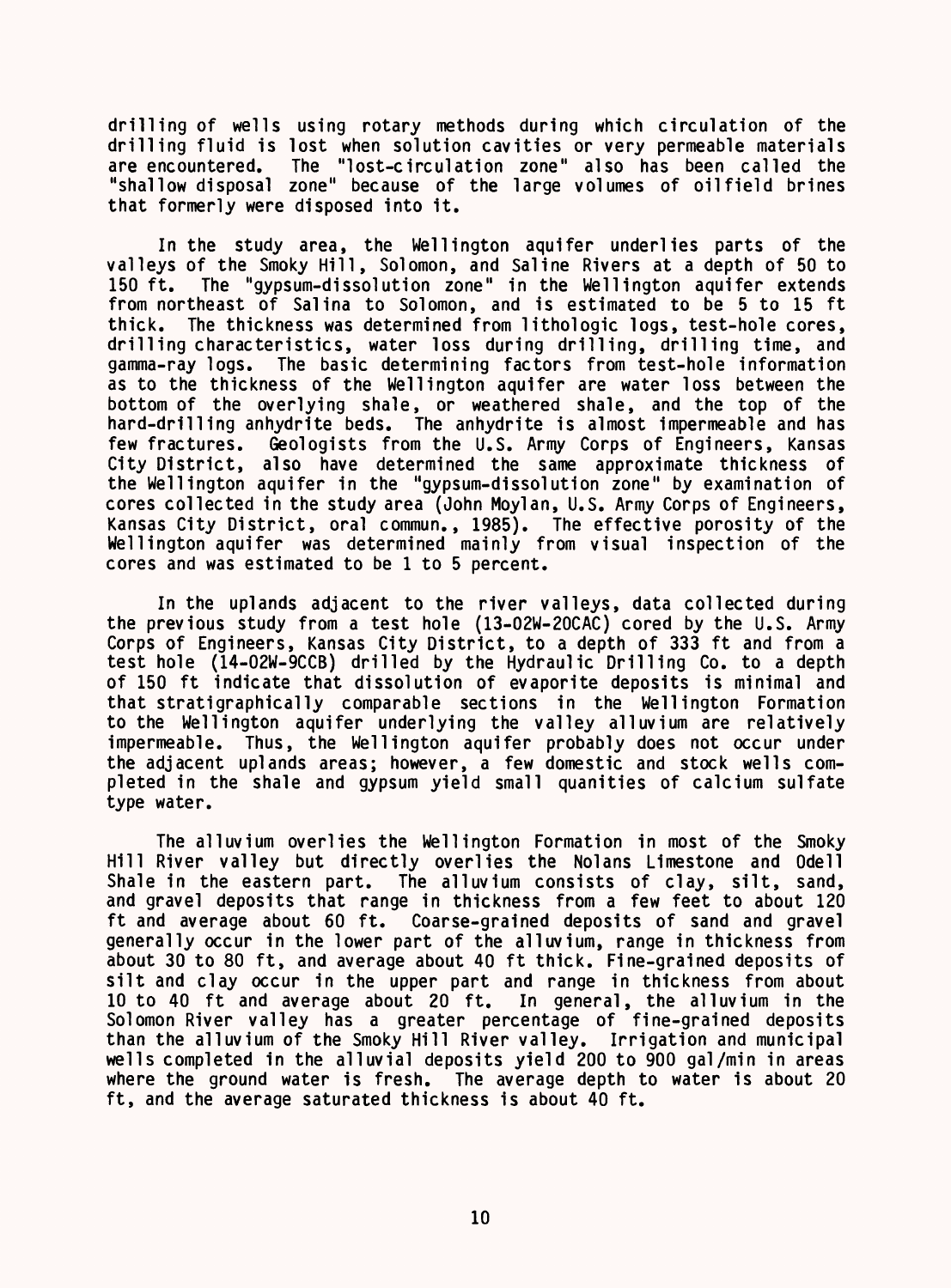drilling of wells using rotary methods during which circulation of the drilling fluid is lost when solution cavities or very permeable materials are encountered. The "lost-circulation zone" also has been called the "shallow disposal zone" because of the large volumes of oilfield brines that formerly were disposed into it.

In the study area, the Wellington aquifer underlies parts of the valleys of the Smoky Hill, Solomon, and Saline Rivers at a depth of 50 to 150 ft. The "gypsum-dissolution zone" in the Wellington aquifer extends from northeast of Salina to Solomon, and is estimated to be 5 to 15 ft thick. The thickness was determined from lithologic logs, test-hole cores, drilling characteristics, water loss during drilling, drilling time, and gamma-ray logs. The basic determining factors from test-hole information as to the thickness of the Wellington aquifer are water loss between the bottom of the overlying shale, or weathered shale, and the top of the hard-drilling anhydrite beds. The anhydrite is almost impermeable and has few fractures. Geologists from the U.S. Army Corps of Engineers, Kansas City District, also have determined the same approximate thickness of the Wellington aquifer in the "gypsum-dissolution zone" by examination of cores collected in the study area (John Moylan, U.S. Army Corps of Engineers, Kansas City District, oral commun., 1985). The effective porosity of the Wellington aquifer was determined mainly from visual inspection of the cores and was estimated to be 1 to 5 percent.

In the uplands adjacent to the river valleys, data collected during the previous study from a test hole (13-02W-20CAC) cored by the U.S. Army Corps of Engineers, Kansas City District, to a depth of 333 ft and from a test hole (14-02W-9CCB) drilled by the Hydraulic Drilling Co. to a depth of 150 ft indicate that dissolution of evaporite deposits is minimal and that stratigraphically comparable sections in the Wellington Formation to the Wellington aquifer underlying the valley alluvium are relatively impermeable. Thus, the Wellington aquifer probably does not occur under the adjacent uplands areas; however, a few domestic and stock wells completed in the shale and gypsum yield small quanities of calcium sulfate type water.

The alluvium overlies the Wellington Formation in most of the Smoky Hill River valley but directly overlies the Nolans Limestone and Odell Shale in the eastern part. The alluvium consists of clay, silt, sand, and gravel deposits that range in thickness from a few feet to about 120 ft and average about 60 ft. Coarse-grained deposits of sand and gravel generally occur in the lower part of the alluvium, range in thickness from about 30 to 80 ft, and average about 40 ft thick. Fine-grained deposits of silt and clay occur in the upper part and range in thickness from about 10 to 40 ft and average about 20 ft. In general, the alluvium in the Solomon River valley has a greater percentage of fine-grained deposits than the alluvium of the Smoky Hill River valley. Irrigation and municipal wells completed in the alluvial deposits yield 200 to 900 gal/min in areas where the ground water is fresh. The average depth to water is about 20 ft, and the average saturated thickness is about 40 ft.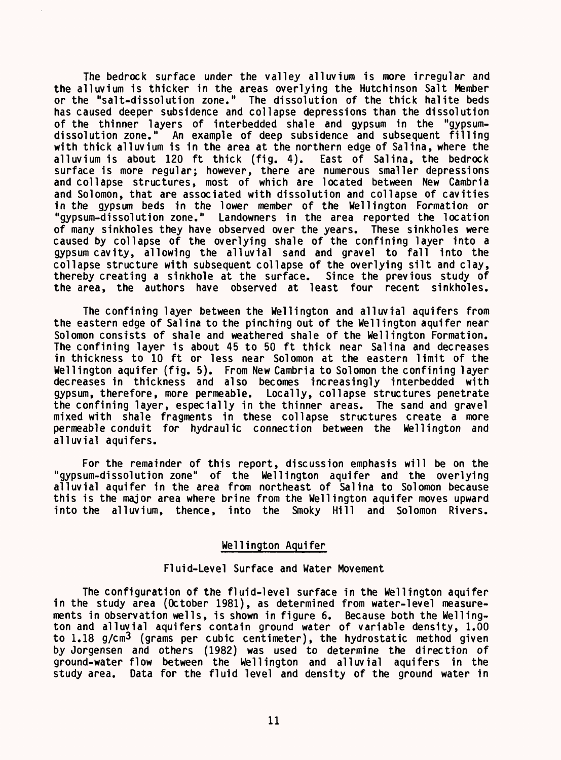The bedrock surface under the valley alluvium is more irregular and the alluvium is thicker in the areas overlying the Hutchinson Salt Member or the "salt-dissolution zone." The dissolution of the thick halite beds has caused deeper subsidence and collapse depressions than the dissolution of the thinner layers of interbedded shale and gypsum in the "gypsum-dissolution zone." An example of deep subsidence and subsequent filling with thick alluvium is in the area at the northern edge of Salina, where the alluvium is about 120 ft thick (fig. 4). East of Salina, the bedrock surface is more regular; however, there are numerous smaller depressions and collapse structures, most of which are located between New Cambria and Solomon, that are associated with dissolution and collapse of cavities in the gypsum beds in the lower member of the Wellington Formation or "gypsum-dissolution zone." Landowners in the area reported the location of many sinkholes they have observed over the years. These sinkholes were caused by collapse of the overlying shale of the confining layer into a gypsum cavity, allowing the alluvial sand and gravel to fall into the collapse structure with subsequent collapse of the overlying silt and clay, thereby creating a sinkhole at the surface. Since the previous study of the area, the authors have observed at least four recent sinkholes.

The confining layer between the Wellington and alluvial aquifers from the eastern edge of Salina to the pinching out of the Wellington aquifer near Solomon consists of shale and weathered shale of the Wellington Formation. The confining layer is about 45 to 50 ft thick near Salina and decreases in thickness to 10 ft or less near Solomon at the eastern limit of the Wellington aquifer (fig. 5). From New Cambria to Solomon the confining layer decreases in thickness and also becomes increasingly interbedded with gypsum, therefore, more permeable. Locally, collapse structures penetrate the confining layer, especially in the thinner areas. The sand and gravel mixed with shale fragments in these collapse structures create a more permeable conduit for hydraulic connection between the Wellington and alluvial aquifers.

For the remainder of this report, discussion emphasis will be on the "gypsum-dissolution zone" of the Wellington aquifer and the overlying alluvial aquifer in the area from northeast of Salina to Solomon because this is the major area where brine from the Wellington aquifer moves upward into the alluvium, thence, into the Smoky Hill and Solomon Rivers.

## Wellington Aquifer

### Fluid-Level Surface and Water Movement

The configuration of the fluid-level surface in the Wellington aquifer in the study area (October 1981), as determined from water-level measurements in observation wells, is shown in figure 6. Because both the Wellington and alluvial aquifers contain ground water of variable density, 1.00 to 1.18 g/cm$^3$ (grams per cubic centimeter), the hydrostatic method given by Jorgensen and others (1982) was used to determine the direction of ground-water flow between the Wellington and alluvial aquifers in the study area. Data for the fluid level and density of the ground water in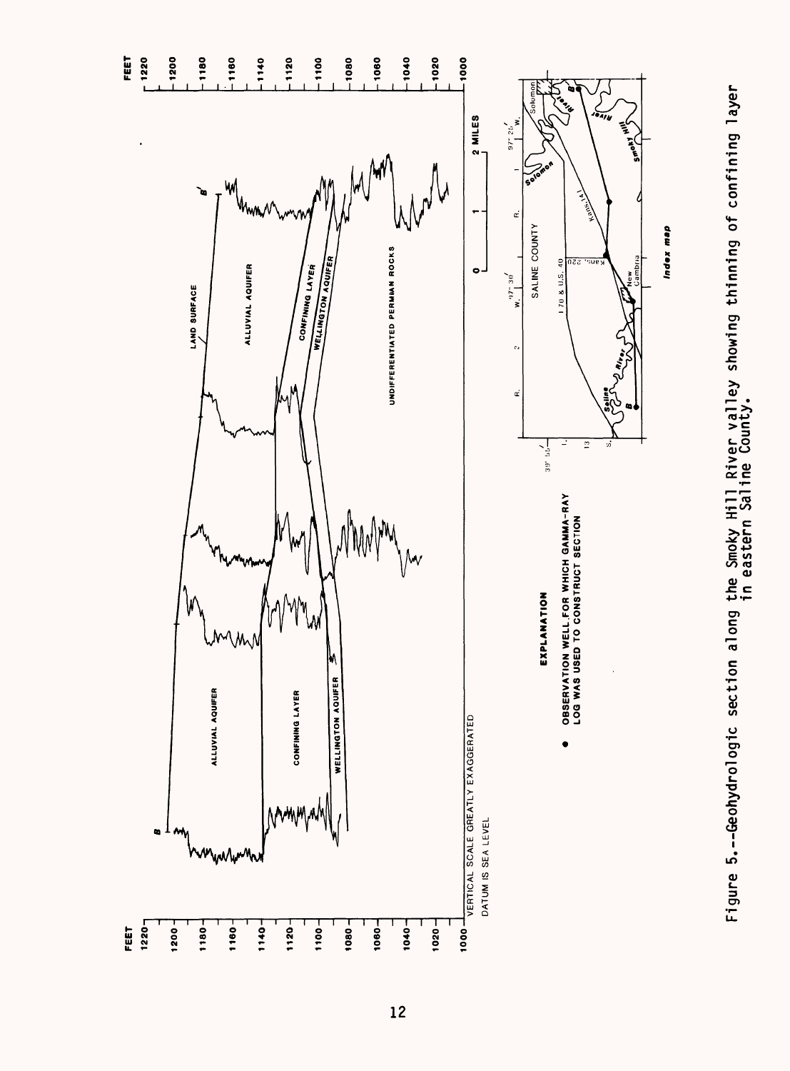Figure 5.--Geohydrologic section along the Smoky Hill River valley showing thinning of confining layer in eastern Saline County.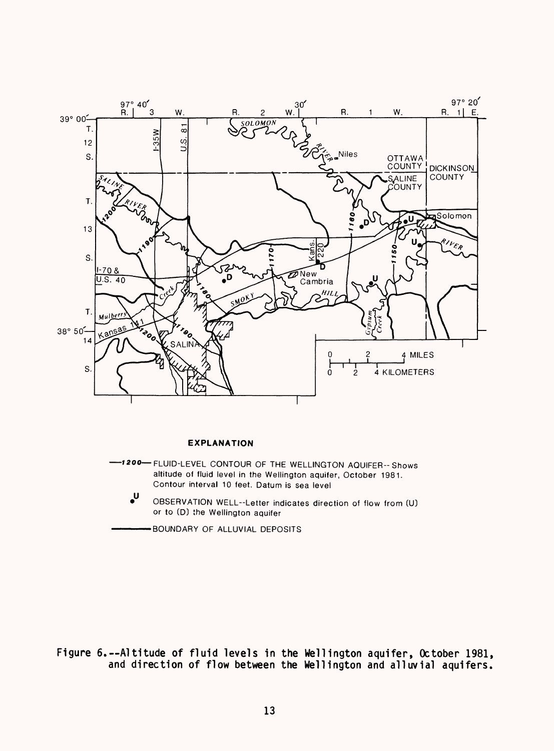**EXPLANATION**

—1200— FLUID-LEVEL CONTOUR OF THE WELLINGTON AQUIFER--Shows altitude of fluid level in the Wellington aquifer, October 1981. Contour interval 10 feet. Datum is sea level

•U OBSERVATION WELL--Letter indicates direction of flow from (U) or to (D) the Wellington aquifer

——— BOUNDARY OF ALLUVIAL DEPOSITS

Figure 6.--Altitude of fluid levels in the Wellington aquifer, October 1981, and direction of flow between the Wellington and alluvial aquifers.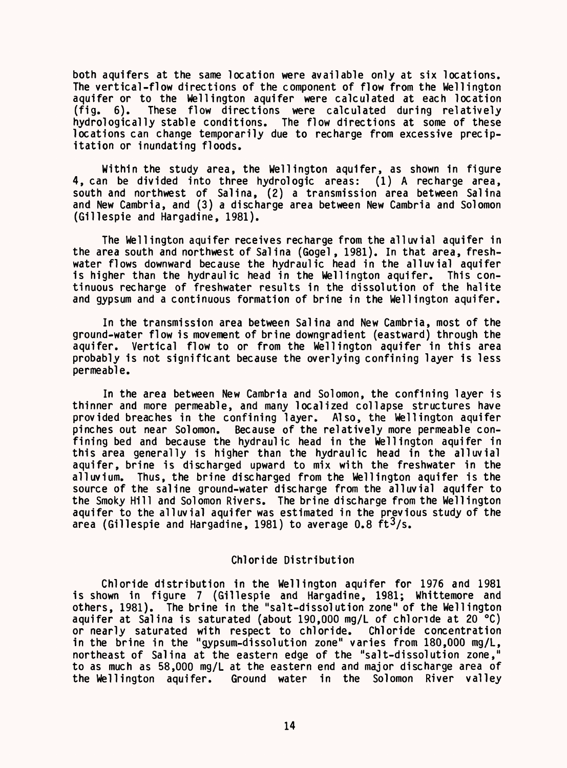both aquifers at the same location were available only at six locations. The vertical-flow directions of the component of flow from the Wellington aquifer or to the Wellington aquifer were calculated at each location (fig. 6). These flow directions were calculated during relatively hydrologically stable conditions. The flow directions at some of these locations can change temporarily due to recharge from excessive precipitation or inundating floods.

Within the study area, the Wellington aquifer, as shown in figure 4, can be divided into three hydrologic areas: (1) A recharge area, south and northwest of Salina, (2) a transmission area between Salina and New Cambria, and (3) a discharge area between New Cambria and Solomon (Gillespie and Hargadine, 1981).

The Wellington aquifer receives recharge from the alluvial aquifer in the area south and northwest of Salina (Gogel, 1981). In that area, freshwater flows downward because the hydraulic head in the alluvial aquifer is higher than the hydraulic head in the Wellington aquifer. This continuous recharge of freshwater results in the dissolution of the halite and gypsum and a continuous formation of brine in the Wellington aquifer.

In the transmission area between Salina and New Cambria, most of the ground-water flow is movement of brine downgradient (eastward) through the aquifer. Vertical flow to or from the Wellington aquifer in this area probably is not significant because the overlying confining layer is less permeable.

In the area between New Cambria and Solomon, the confining layer is thinner and more permeable, and many localized collapse structures have provided breaches in the confining layer. Also, the Wellington aquifer pinches out near Solomon. Because of the relatively more permeable confining bed and because the hydraulic head in the Wellington aquifer in this area generally is higher than the hydraulic head in the alluvial aquifer, brine is discharged upward to mix with the freshwater in the alluvium. Thus, the brine discharged from the Wellington aquifer is the source of the saline ground-water discharge from the alluvial aquifer to the Smoky Hill and Solomon Rivers. The brine discharge from the Wellington aquifer to the alluvial aquifer was estimated in the previous study of the area (Gillespie and Hargadine, 1981) to average 0.8 $ft^3/s$.

## Chloride Distribution

Chloride distribution in the Wellington aquifer for 1976 and 1981 is shown in figure 7 (Gillespie and Hargadine, 1981; Whittemore and others, 1981). The brine in the "salt-dissolution zone" of the Wellington aquifer at Salina is saturated (about 190,000 mg/L of chloride at 20 °C) or nearly saturated with respect to chloride. Chloride concentration in the brine in the "gypsum-dissolution zone" varies from 180,000 mg/L, northeast of Salina at the eastern edge of the "salt-dissolution zone," to as much as 58,000 mg/L at the eastern end and major discharge area of the Wellington aquifer. Ground water in the Solomon River valley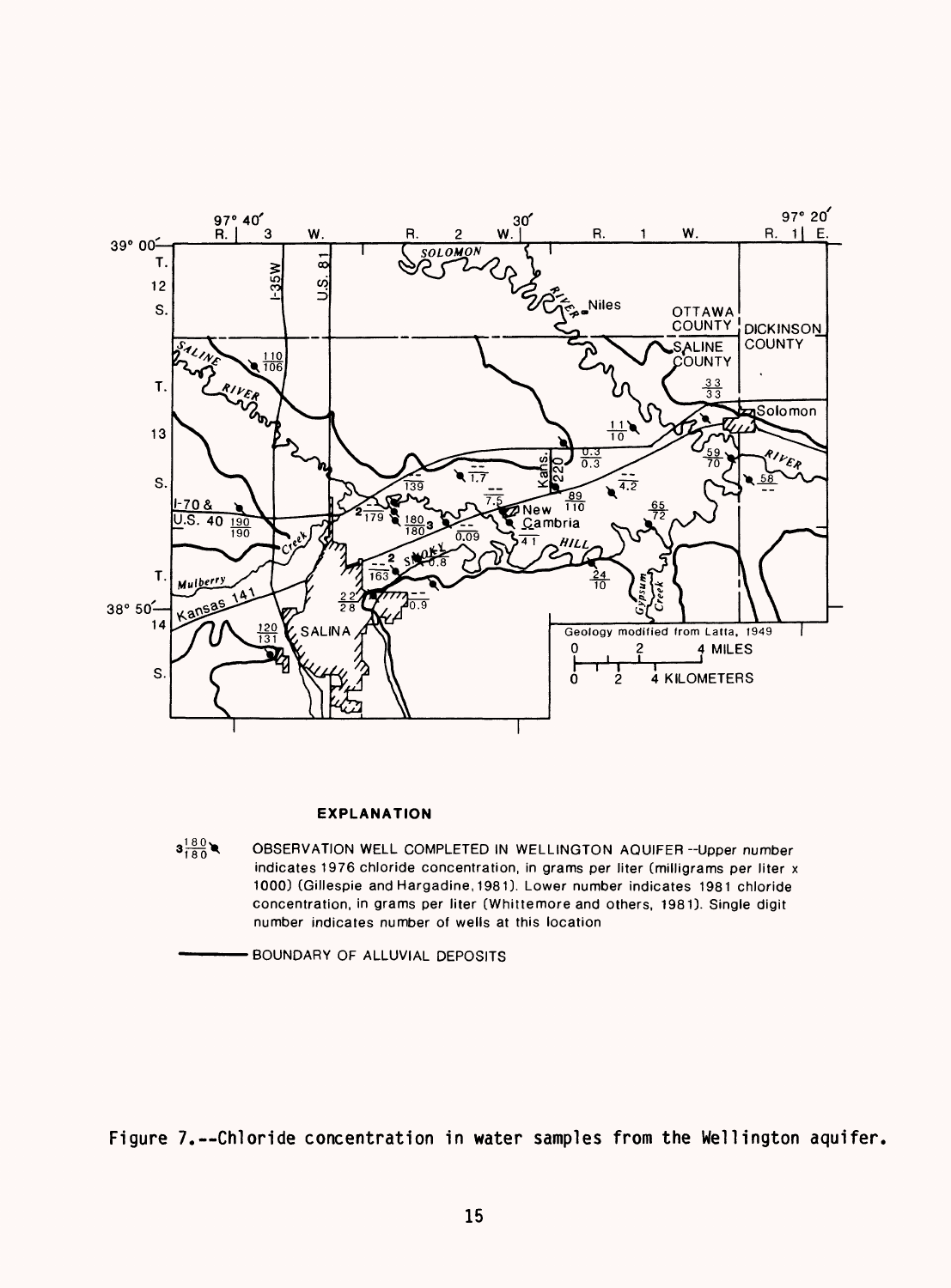**EXPLANATION**

OBSERVATION WELL COMPLETED IN WELLINGTON AQUIFER --Upper number indicates 1976 chloride concentration, in grams per liter (milligrams per liter x 1000) (Gillespie and Hargadine, 1981). Lower number indicates 1981 chloride concentration, in grams per liter (Whittemore and others, 1981). Single digit number indicates number of wells at this location

BOUNDARY OF ALLUVIAL DEPOSITS

Figure 7.--Chloride concentration in water samples from the Wellington aquifer.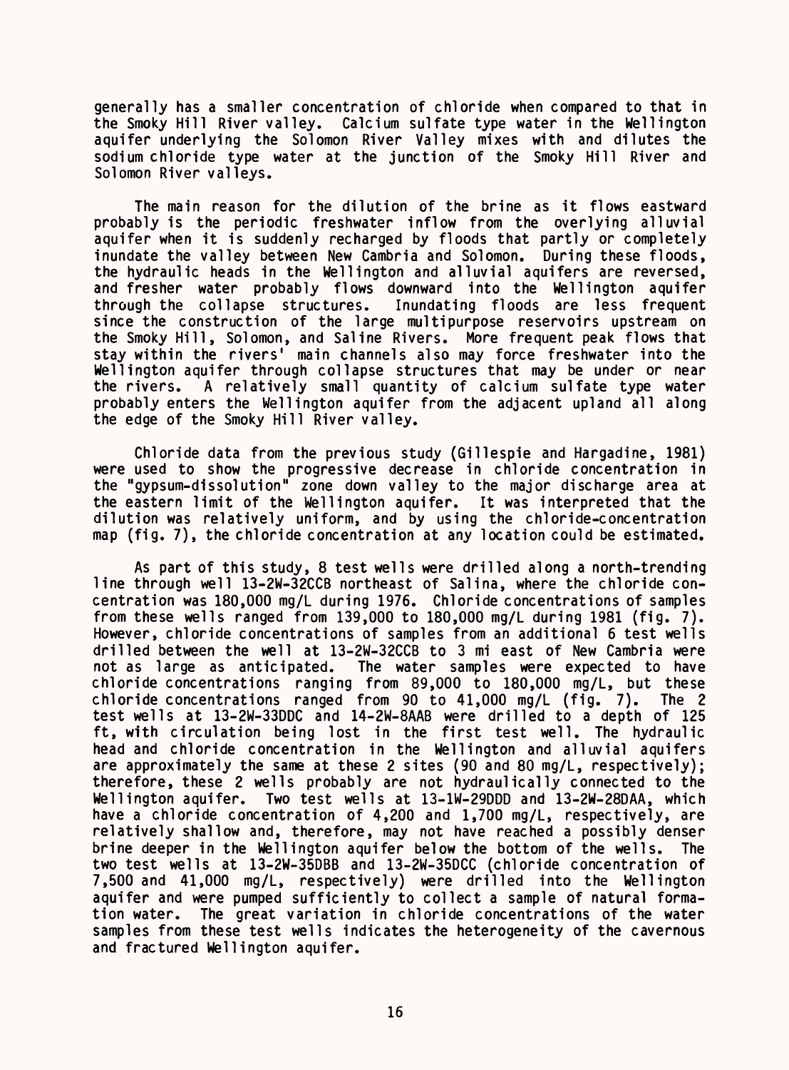generally has a smaller concentration of chloride when compared to that in the Smoky Hill River valley. Calcium sulfate type water in the Wellington aquifer underlying the Solomon River Valley mixes with and dilutes the sodium chloride type water at the junction of the Smoky Hill River and Solomon River valleys.

The main reason for the dilution of the brine as it flows eastward probably is the periodic freshwater inflow from the overlying alluvial aquifer when it is suddenly recharged by floods that partly or completely inundate the valley between New Cambria and Solomon. During these floods, the hydraulic heads in the Wellington and alluvial aquifers are reversed, and fresher water probably flows downward into the Wellington aquifer through the collapse structures. Inundating floods are less frequent since the construction of the large multipurpose reservoirs upstream on the Smoky Hill, Solomon, and Saline Rivers. More frequent peak flows that stay within the rivers' main channels also may force freshwater into the Wellington aquifer through collapse structures that may be under or near the rivers. A relatively small quantity of calcium sulfate type water probably enters the Wellington aquifer from the adjacent upland all along the edge of the Smoky Hill River valley.

Chloride data from the previous study (Gillespie and Hargadine, 1981) were used to show the progressive decrease in chloride concentration in the "gypsum-dissolution" zone down valley to the major discharge area at the eastern limit of the Wellington aquifer. It was interpreted that the dilution was relatively uniform, and by using the chloride-concentration map (fig. 7), the chloride concentration at any location could be estimated.

As part of this study, 8 test wells were drilled along a north-trending line through well 13-2W-32CCB northeast of Salina, where the chloride concentration was 180,000 mg/L during 1976. Chloride concentrations of samples from these wells ranged from 139,000 to 180,000 mg/L during 1981 (fig. 7). However, chloride concentrations of samples from an additional 6 test wells drilled between the well at 13-2W-32CCB to 3 mi east of New Cambria were not as large as anticipated. The water samples were expected to have chloride concentrations ranging from 89,000 to 180,000 mg/L, but these chloride concentrations ranged from 90 to 41,000 mg/L (fig. 7). The 2 test wells at 13-2W-33DDC and 14-2W-8AAB were drilled to a depth of 125 ft, with circulation being lost in the first test well. The hydraulic head and chloride concentration in the Wellington and alluvial aquifers are approximately the same at these 2 sites (90 and 80 mg/L, respectively); therefore, these 2 wells probably are not hydraulically connected to the Wellington aquifer. Two test wells at 13-1W-29DDD and 13-2W-28DAA, which have a chloride concentration of 4,200 and 1,700 mg/L, respectively, are relatively shallow and, therefore, may not have reached a possibly denser brine deeper in the Wellington aquifer below the bottom of the wells. The two test wells at 13-2W-35DBB and 13-2W-35DCC (chloride concentration of 7,500 and 41,000 mg/L, respectively) were drilled into the Wellington aquifer and were pumped sufficiently to collect a sample of natural formation water. The great variation in chloride concentrations of the water samples from these test wells indicates the heterogeneity of the cavernous and fractured Wellington aquifer.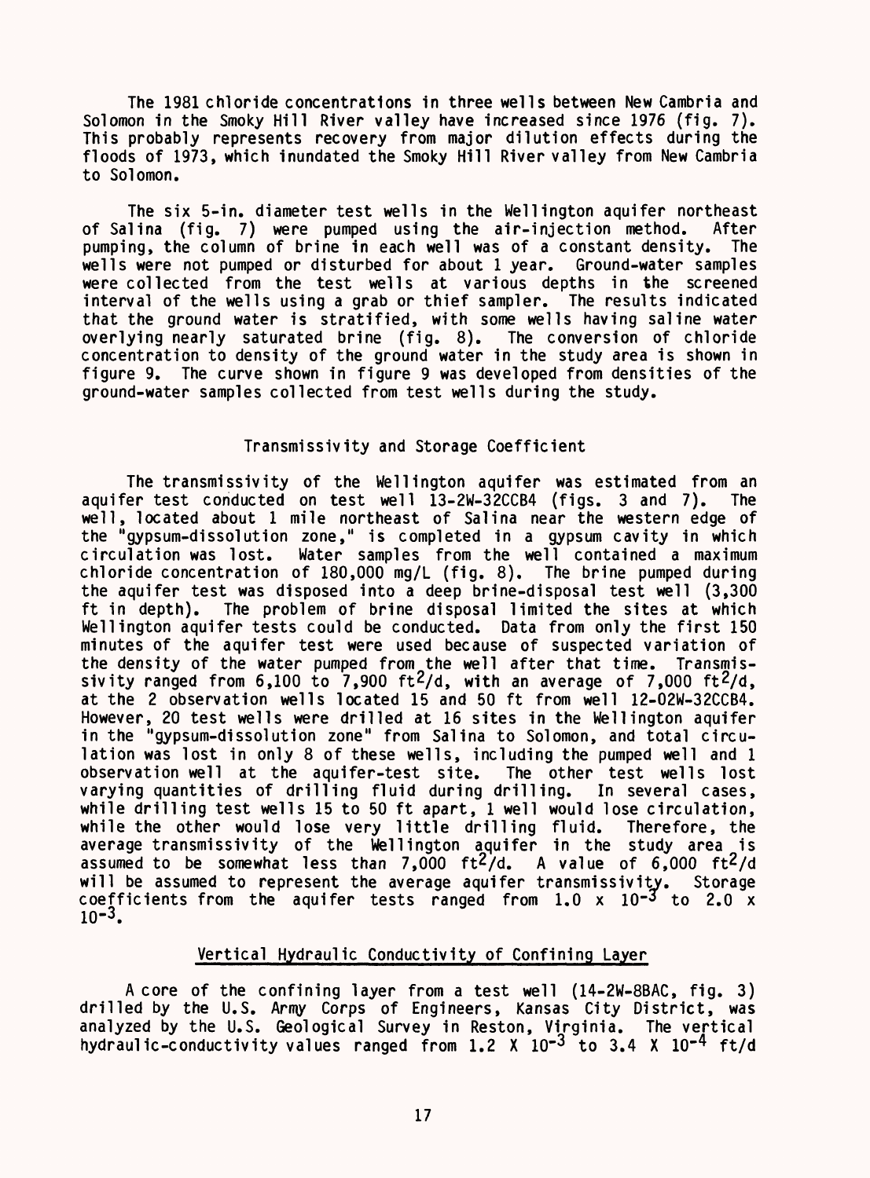The 1981 chloride concentrations in three wells between New Cambria and Solomon in the Smoky Hill River valley have increased since 1976 (fig. 7). This probably represents recovery from major dilution effects during the floods of 1973, which inundated the Smoky Hill River valley from New Cambria to Solomon.

The six 5-in. diameter test wells in the Wellington aquifer northeast of Salina (fig. 7) were pumped using the air-injection method. After pumping, the column of brine in each well was of a constant density. The wells were not pumped or disturbed for about 1 year. Ground-water samples were collected from the test wells at various depths in the screened interval of the wells using a grab or thief sampler. The results indicated that the ground water is stratified, with some wells having saline water overlying nearly saturated brine (fig. 8). The conversion of chloride concentration to density of the ground water in the study area is shown in figure 9. The curve shown in figure 9 was developed from densities of the ground-water samples collected from test wells during the study.

## Transmissivity and Storage Coefficient

The transmissivity of the Wellington aquifer was estimated from an aquifer test conducted on test well 13-2W-32CCB4 (figs. 3 and 7). The well, located about 1 mile northeast of Salina near the western edge of the "gypsum-dissolution zone," is completed in a gypsum cavity in which circulation was lost. Water samples from the well contained a maximum chloride concentration of 180,000 mg/L (fig. 8). The brine pumped during the aquifer test was disposed into a deep brine-disposal test well (3,300 ft in depth). The problem of brine disposal limited the sites at which Wellington aquifer tests could be conducted. Data from only the first 150 minutes of the aquifer test were used because of suspected variation of the density of the water pumped from the well after that time. Transmissivity ranged from 6,100 to 7,900 $ft^2/d$, with an average of 7,000 $ft^2/d$, at the 2 observation wells located 15 and 50 ft from well 12-02W-32CCB4. However, 20 test wells were drilled at 16 sites in the Wellington aquifer in the "gypsum-dissolution zone" from Salina to Solomon, and total circulation was lost in only 8 of these wells, including the pumped well and 1 observation well at the aquifer-test site. The other test wells lost varying quantities of drilling fluid during drilling. In several cases, while drilling test wells 15 to 50 ft apart, 1 well would lose circulation, while the other would lose very little drilling fluid. Therefore, the average transmissivity of the Wellington aquifer in the study area is assumed to be somewhat less than 7,000 $ft^2/d$. A value of 6,000 $ft^2/d$ will be assumed to represent the average aquifer transmissivity. Storage coefficients from the aquifer tests ranged from $1.0 \times 10^{-3}$ to $2.0 \times 10^{-3}$.

## Vertical Hydraulic Conductivity of Confining Layer

A core of the confining layer from a test well (14-2W-8BAC, fig. 3) drilled by the U.S. Army Corps of Engineers, Kansas City District, was analyzed by the U.S. Geological Survey in Reston, Virginia. The vertical hydraulic-conductivity values ranged from $1.2 \times 10^{-3}$ to $3.4 \times 10^{-4}$ ft/d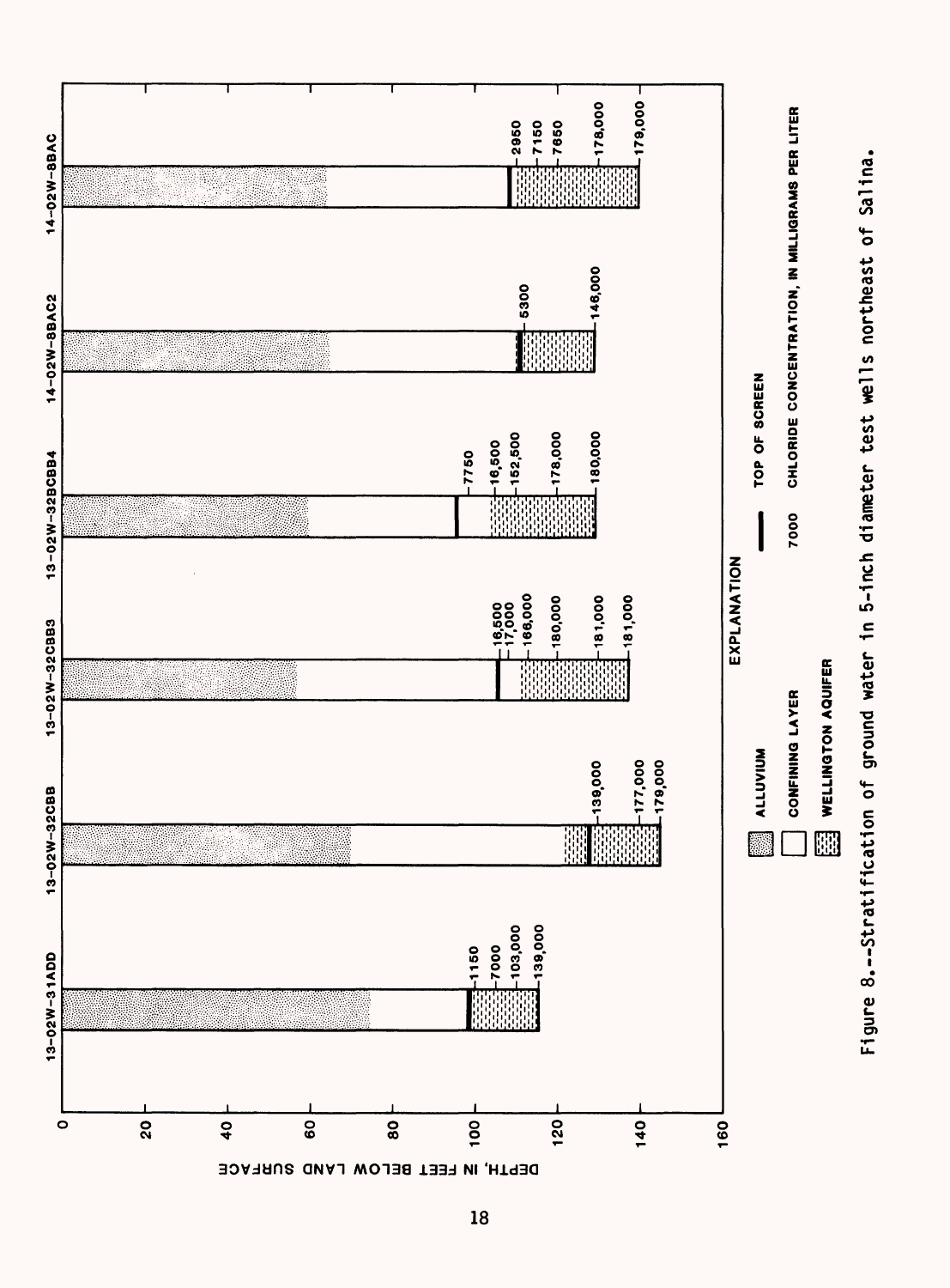| 13-02W-31ADD | 13-02W-32CBB | 13-02W-32CBB3 | 13-02W-32BCBB4 | 14-02W-8BAC2 | 14-02W-8BAC |
|---|---|---|---|---|---|
| 1150 | 139,000 | 16,500 | 7750 | 5300 | 2950 |
| 7000 | 177,000 | 17,000 | 16,500 | 146,000 | 7150 |
| 103,000 | 179,000 | 166,000 | 152,500 | | 7650 |
| 139,000 | | 180,000 | 178,000 | | 178,000 |
| | | 181,000 | 180,000 | | 179,000 |
| | | 181,000 | | | |

DEPTH, IN FEET BELOW LAND SURFACE

0, 20, 40, 60, 80, 100, 120, 140, 160

EXPLANATION

- ALLUVIUM
- CONFINING LAYER
- WELLINGTON AQUIFER
- TOP OF SCREEN
- 7000 CHLORIDE CONCENTRATION, IN MILLIGRAMS PER LITER

Figure 8.--Stratification of ground water in 5-inch diameter test wells northeast of Salina.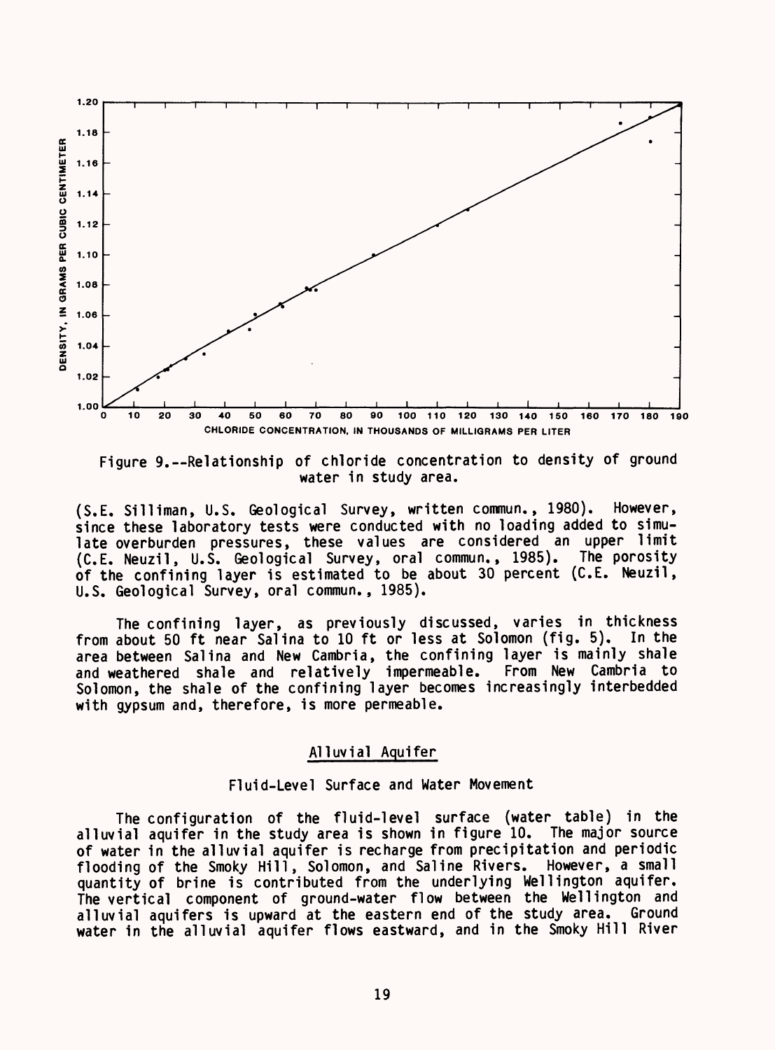Figure 9.--Relationship of chloride concentration to density of ground water in study area.

(S.E. Silliman, U.S. Geological Survey, written commun., 1980). However, since these laboratory tests were conducted with no loading added to simulate overburden pressures, these values are considered an upper limit (C.E. Neuzil, U.S. Geological Survey, oral commun., 1985). The porosity of the confining layer is estimated to be about 30 percent (C.E. Neuzil, U.S. Geological Survey, oral commun., 1985).

The confining layer, as previously discussed, varies in thickness from about 50 ft near Salina to 10 ft or less at Solomon (fig. 5). In the area between Salina and New Cambria, the confining layer is mainly shale and weathered shale and relatively impermeable. From New Cambria to Solomon, the shale of the confining layer becomes increasingly interbedded with gypsum and, therefore, is more permeable.

## Alluvial Aquifer

### Fluid-Level Surface and Water Movement

The configuration of the fluid-level surface (water table) in the alluvial aquifer in the study area is shown in figure 10. The major source of water in the alluvial aquifer is recharge from precipitation and periodic flooding of the Smoky Hill, Solomon, and Saline Rivers. However, a small quantity of brine is contributed from the underlying Wellington aquifer. The vertical component of ground-water flow between the Wellington and alluvial aquifers is upward at the eastern end of the study area. Ground water in the alluvial aquifer flows eastward, and in the Smoky Hill River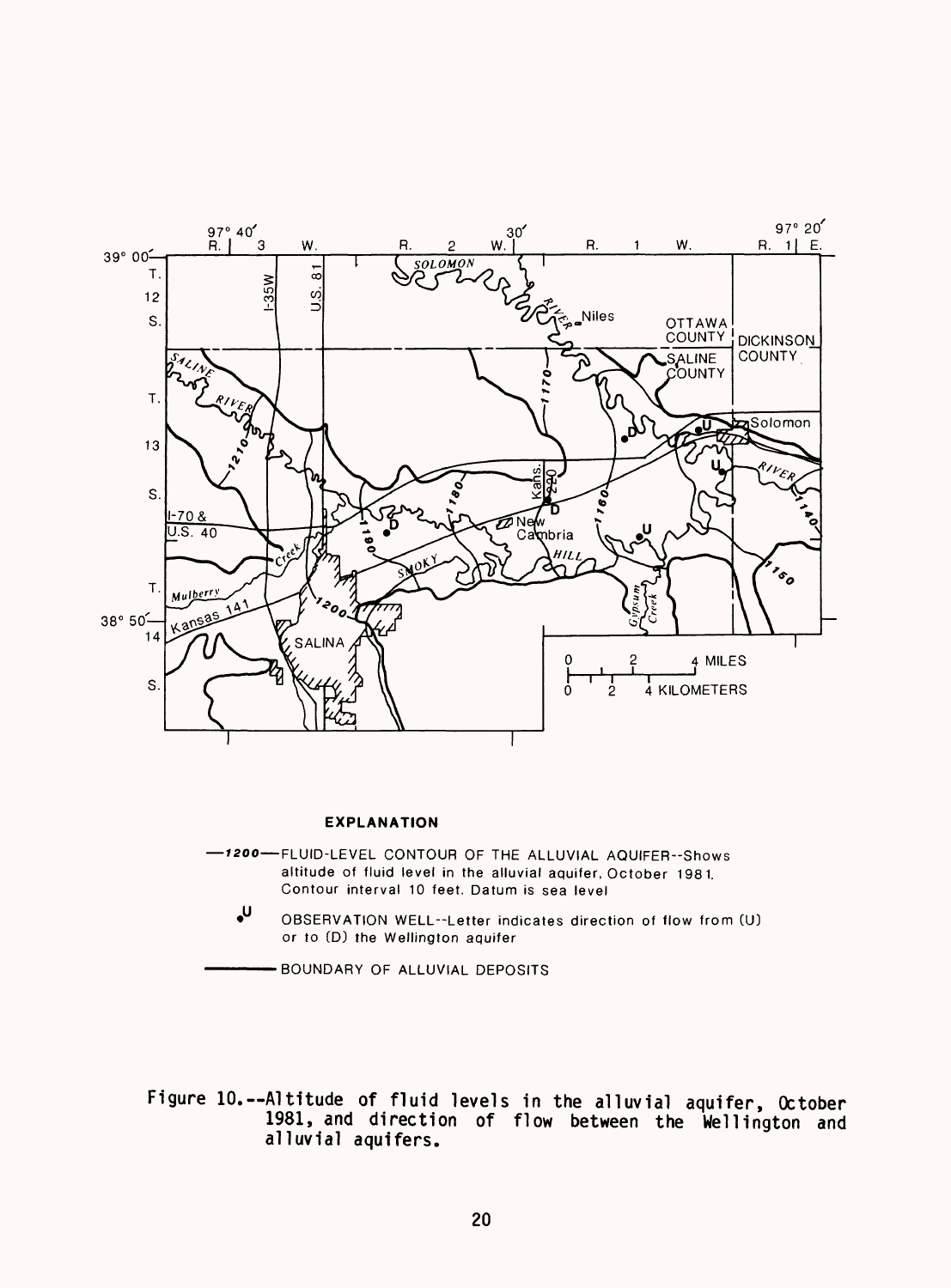EXPLANATION

—1200— FLUID-LEVEL CONTOUR OF THE ALLUVIAL AQUIFER--Shows altitude of fluid level in the alluvial aquifer, October 1981. Contour interval 10 feet. Datum is sea level

•U OBSERVATION WELL--Letter indicates direction of flow from (U) or to (D) the Wellington aquifer

——— BOUNDARY OF ALLUVIAL DEPOSITS

Figure 10.--Altitude of fluid levels in the alluvial aquifer, October 1981, and direction of flow between the Wellington and alluvial aquifers.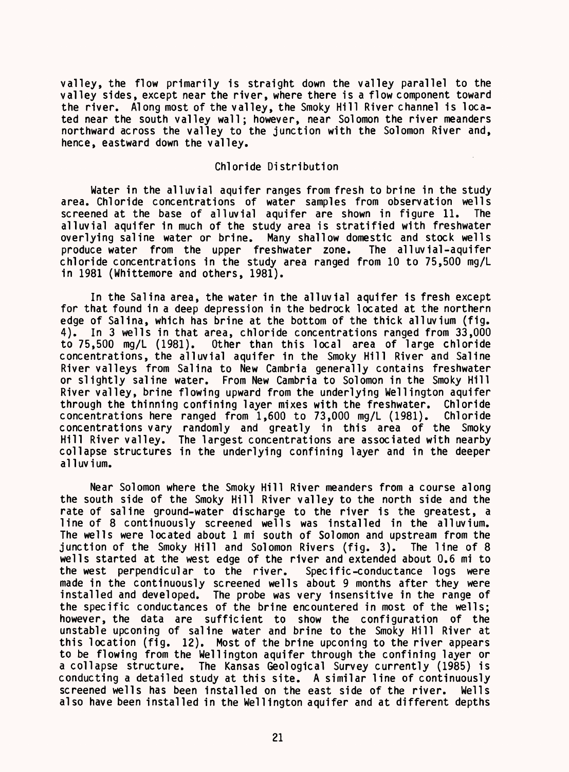valley, the flow primarily is straight down the valley parallel to the valley sides, except near the river, where there is a flow component toward the river. Along most of the valley, the Smoky Hill River channel is located near the south valley wall; however, near Solomon the river meanders northward across the valley to the junction with the Solomon River and, hence, eastward down the valley.

## Chloride Distribution

Water in the alluvial aquifer ranges from fresh to brine in the study area. Chloride concentrations of water samples from observation wells screened at the base of alluvial aquifer are shown in figure 11. The alluvial aquifer in much of the study area is stratified with freshwater overlying saline water or brine. Many shallow domestic and stock wells produce water from the upper freshwater zone. The alluvial-aquifer chloride concentrations in the study area ranged from 10 to 75,500 mg/L in 1981 (Whittemore and others, 1981).

In the Salina area, the water in the alluvial aquifer is fresh except for that found in a deep depression in the bedrock located at the northern edge of Salina, which has brine at the bottom of the thick alluvium (fig. 4). In 3 wells in that area, chloride concentrations ranged from 33,000 to 75,500 mg/L (1981). Other than this local area of large chloride concentrations, the alluvial aquifer in the Smoky Hill River and Saline River valleys from Salina to New Cambria generally contains freshwater or slightly saline water. From New Cambria to Solomon in the Smoky Hill River valley, brine flowing upward from the underlying Wellington aquifer through the thinning confining layer mixes with the freshwater. Chloride concentrations here ranged from 1,600 to 73,000 mg/L (1981). Chloride concentrations vary randomly and greatly in this area of the Smoky Hill River valley. The largest concentrations are associated with nearby collapse structures in the underlying confining layer and in the deeper alluvium.

Near Solomon where the Smoky Hill River meanders from a course along the south side of the Smoky Hill River valley to the north side and the rate of saline ground-water discharge to the river is the greatest, a line of 8 continuously screened wells was installed in the alluvium. The wells were located about 1 mi south of Solomon and upstream from the junction of the Smoky Hill and Solomon Rivers (fig. 3). The line of 8 wells started at the west edge of the river and extended about 0.6 mi to the west perpendicular to the river. Specific-conductance logs were made in the continuously screened wells about 9 months after they were installed and developed. The probe was very insensitive in the range of the specific conductances of the brine encountered in most of the wells; however, the data are sufficient to show the configuration of the unstable upconing of saline water and brine to the Smoky Hill River at this location (fig. 12). Most of the brine upconing to the river appears to be flowing from the Wellington aquifer through the confining layer or a collapse structure. The Kansas Geological Survey currently (1985) is conducting a detailed study at this site. A similar line of continuously screened wells has been installed on the east side of the river. Wells also have been installed in the Wellington aquifer and at different depths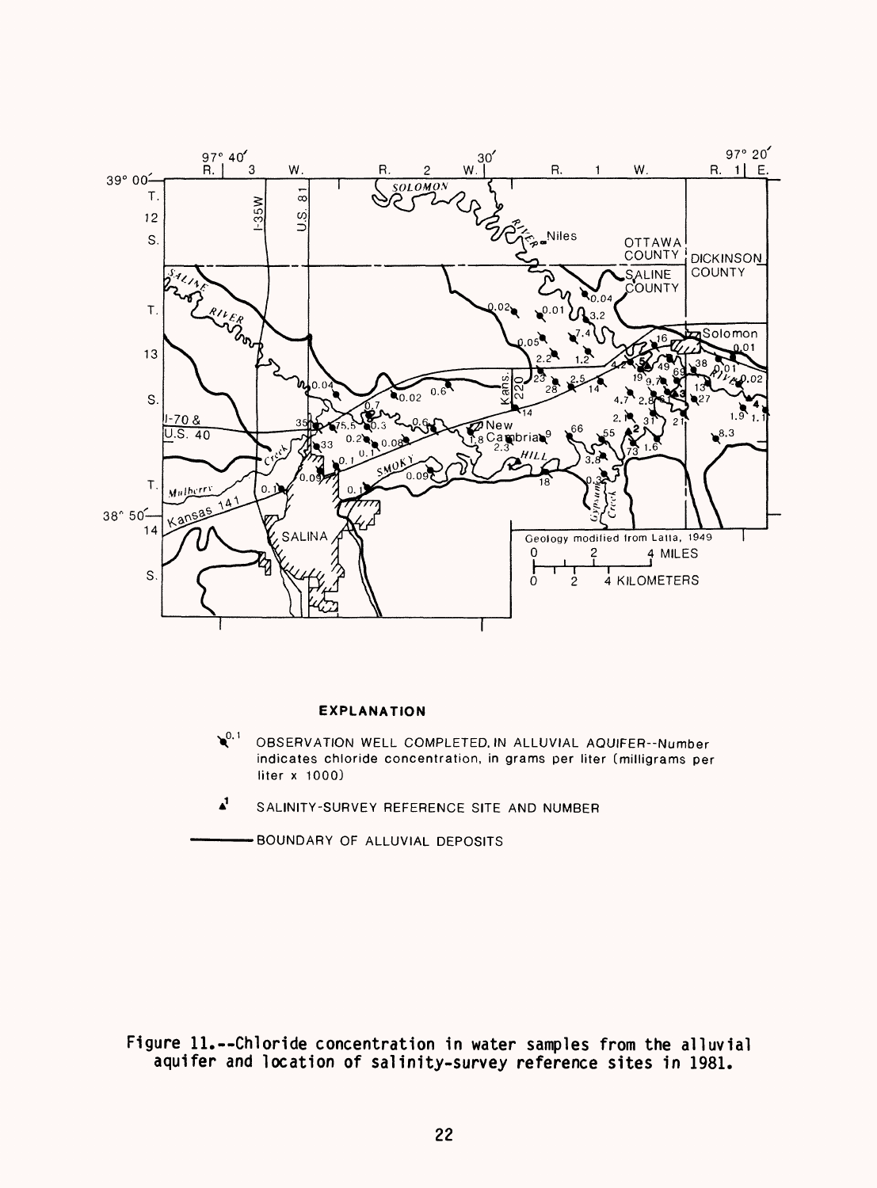**EXPLANATION**

OBSERVATION WELL COMPLETED IN ALLUVIAL AQUIFER--Number indicates chloride concentration, in grams per liter (milligrams per liter x 1000)

SALINITY-SURVEY REFERENCE SITE AND NUMBER

BOUNDARY OF ALLUVIAL DEPOSITS

Figure 11.--Chloride concentration in water samples from the alluvial aquifer and location of salinity-survey reference sites in 1981.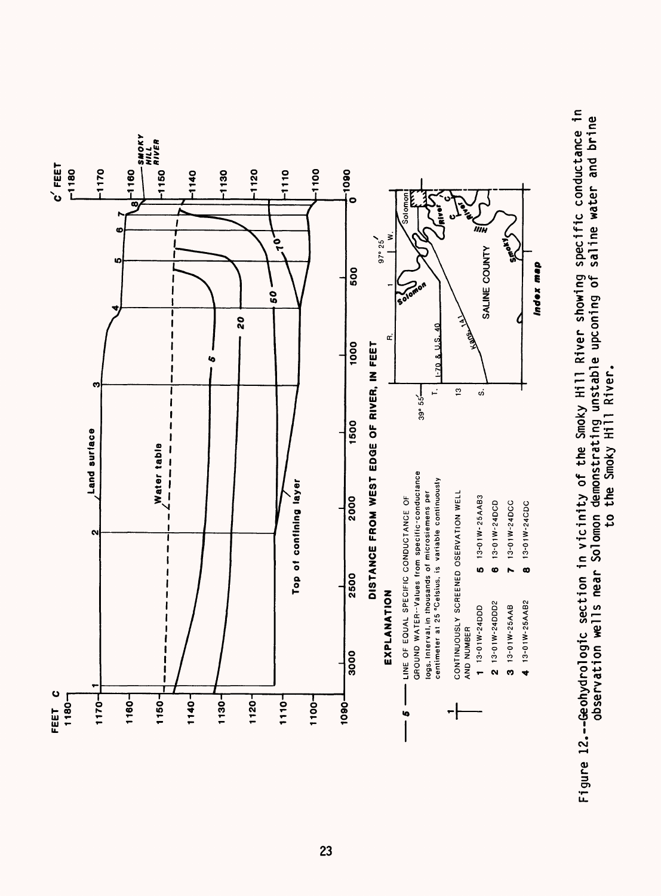**EXPLANATION**

5 — LINE OF EQUAL SPECIFIC CONDUCTANCE OF GROUND WATER--Values from specific-conductance logs. Interval, in thousands of microsiemens per centimeter at 25 °Celsius, is variable continuously

CONTINUOUSLY SCREENED OBSERVATION WELL AND NUMBER

| | |
|---|---|
| 1 13-01W-24DDD | 5 13-01W-25AAB3 |
| 2 13-01W-24DDD2 | 6 13-01W-24DCD |
| 3 13-01W-25AAB | 7 13-01W-24DCC |
| 4 13-01W-25AAB2 | 8 13-01W-24CDC |

Figure 12.--Geohydrologic section in vicinity of the Smoky Hill River showing specific conductance in observation wells near Solomon demonstrating unstable upconing of saline water and brine to the Smoky Hill River.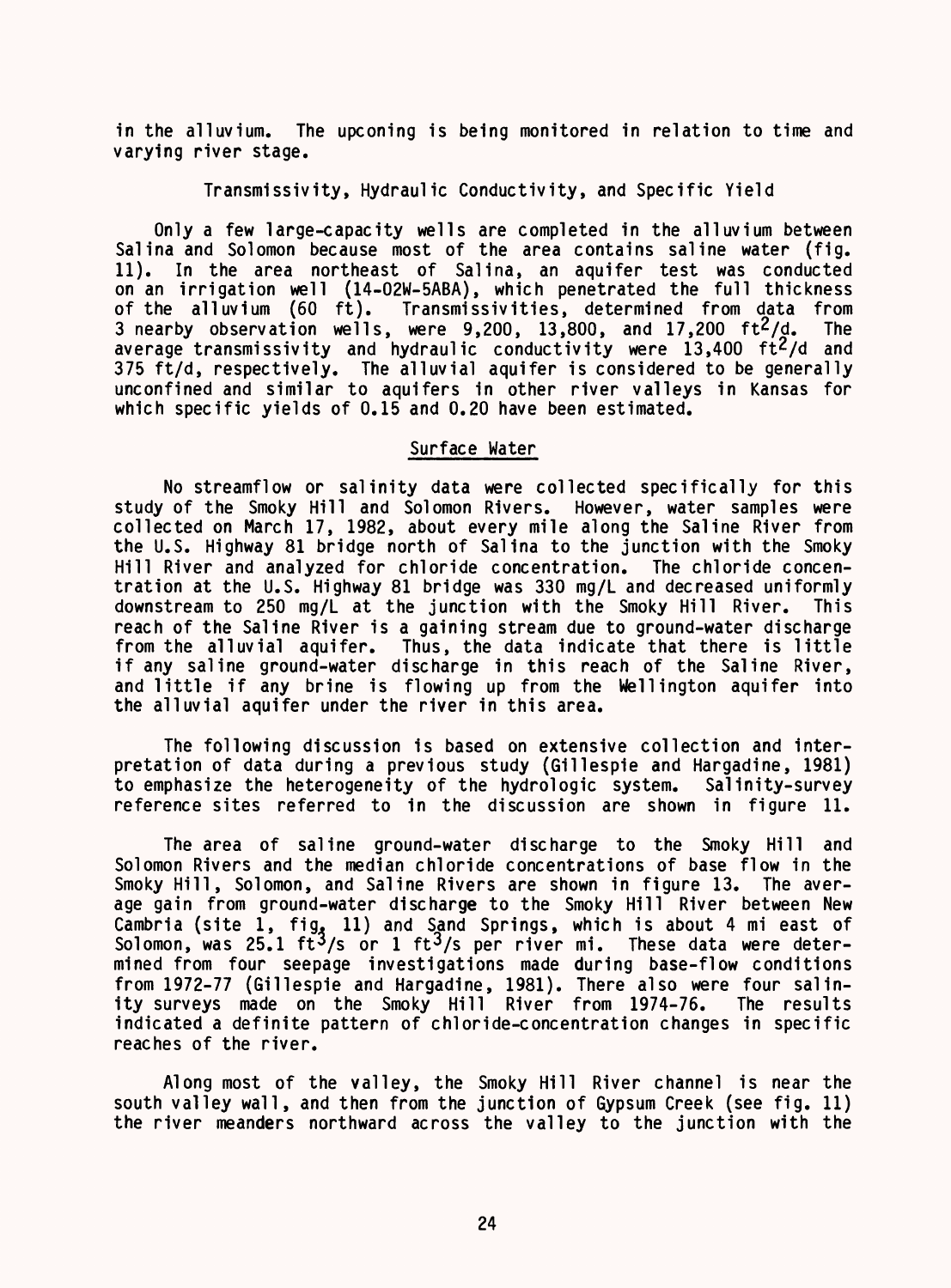in the alluvium. The upconing is being monitored in relation to time and varying river stage.

### Transmissivity, Hydraulic Conductivity, and Specific Yield

Only a few large-capacity wells are completed in the alluvium between Salina and Solomon because most of the area contains saline water (fig. 11). In the area northeast of Salina, an aquifer test was conducted on an irrigation well (14-02W-5ABA), which penetrated the full thickness of the alluvium (60 ft). Transmissivities, determined from data from 3 nearby observation wells, were 9,200, 13,800, and 17,200 $ft^2/d$. The average transmissivity and hydraulic conductivity were 13,400 $ft^2/d$ and 375 ft/d, respectively. The alluvial aquifer is considered to be generally unconfined and similar to aquifers in other river valleys in Kansas for which specific yields of 0.15 and 0.20 have been estimated.

## Surface Water

No streamflow or salinity data were collected specifically for this study of the Smoky Hill and Solomon Rivers. However, water samples were collected on March 17, 1982, about every mile along the Saline River from the U.S. Highway 81 bridge north of Salina to the junction with the Smoky Hill River and analyzed for chloride concentration. The chloride concentration at the U.S. Highway 81 bridge was 330 mg/L and decreased uniformly downstream to 250 mg/L at the junction with the Smoky Hill River. This reach of the Saline River is a gaining stream due to ground-water discharge from the alluvial aquifer. Thus, the data indicate that there is little if any saline ground-water discharge in this reach of the Saline River, and little if any brine is flowing up from the Wellington aquifer into the alluvial aquifer under the river in this area.

The following discussion is based on extensive collection and interpretation of data during a previous study (Gillespie and Hargadine, 1981) to emphasize the heterogeneity of the hydrologic system. Salinity-survey reference sites referred to in the discussion are shown in figure 11.

The area of saline ground-water discharge to the Smoky Hill and Solomon Rivers and the median chloride concentrations of base flow in the Smoky Hill, Solomon, and Saline Rivers are shown in figure 13. The average gain from ground-water discharge to the Smoky Hill River between New Cambria (site 1, fig. 11) and Sand Springs, which is about 4 mi east of Solomon, was 25.1 $ft^3/s$ or 1 $ft^3/s$ per river mi. These data were determined from four seepage investigations made during base-flow conditions from 1972-77 (Gillespie and Hargadine, 1981). There also were four salinity surveys made on the Smoky Hill River from 1974-76. The results indicated a definite pattern of chloride-concentration changes in specific reaches of the river.

Along most of the valley, the Smoky Hill River channel is near the south valley wall, and then from the junction of Gypsum Creek (see fig. 11) the river meanders northward across the valley to the junction with the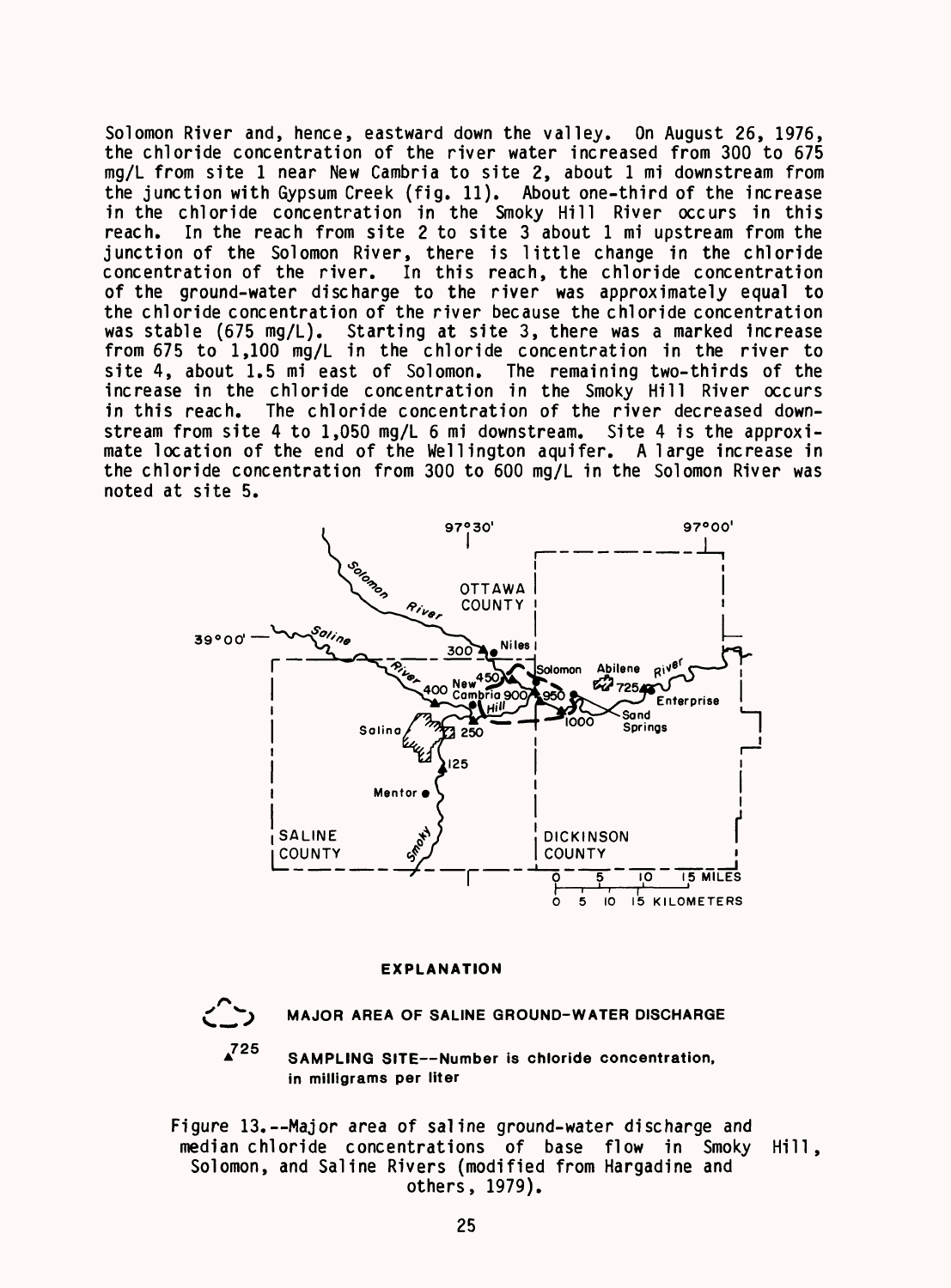Solomon River and, hence, eastward down the valley. On August 26, 1976, the chloride concentration of the river water increased from 300 to 675 mg/L from site 1 near New Cambria to site 2, about 1 mi downstream from the junction with Gypsum Creek (fig. 11). About one-third of the increase in the chloride concentration in the Smoky Hill River occurs in this reach. In the reach from site 2 to site 3 about 1 mi upstream from the junction of the Solomon River, there is little change in the chloride concentration of the river. In this reach, the chloride concentration of the ground-water discharge to the river was approximately equal to the chloride concentration of the river because the chloride concentration was stable (675 mg/L). Starting at site 3, there was a marked increase from 675 to 1,100 mg/L in the chloride concentration in the river to site 4, about 1.5 mi east of Solomon. The remaining two-thirds of the increase in the chloride concentration in the Smoky Hill River occurs in this reach. The chloride concentration of the river decreased downstream from site 4 to 1,050 mg/L 6 mi downstream. Site 4 is the approximate location of the end of the Wellington aquifer. A large increase in the chloride concentration from 300 to 600 mg/L in the Solomon River was noted at site 5.

Figure 13.--Major area of saline ground-water discharge and median chloride concentrations of base flow in Smoky Hill, Solomon, and Saline Rivers (modified from Hargadine and others, 1979).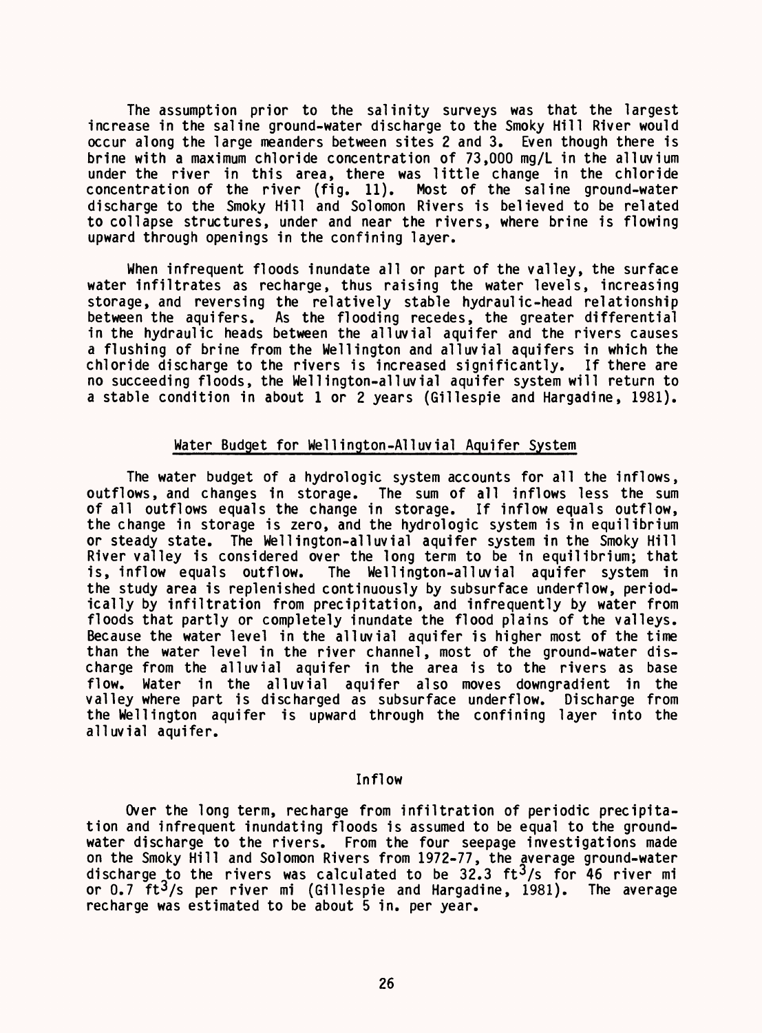The assumption prior to the salinity surveys was that the largest increase in the saline ground-water discharge to the Smoky Hill River would occur along the large meanders between sites 2 and 3. Even though there is brine with a maximum chloride concentration of 73,000 mg/L in the alluvium under the river in this area, there was little change in the chloride concentration of the river (fig. 11). Most of the saline ground-water discharge to the Smoky Hill and Solomon Rivers is believed to be related to collapse structures, under and near the rivers, where brine is flowing upward through openings in the confining layer.

When infrequent floods inundate all or part of the valley, the surface water infiltrates as recharge, thus raising the water levels, increasing storage, and reversing the relatively stable hydraulic-head relationship between the aquifers. As the flooding recedes, the greater differential in the hydraulic heads between the alluvial aquifer and the rivers causes a flushing of brine from the Wellington and alluvial aquifers in which the chloride discharge to the rivers is increased significantly. If there are no succeeding floods, the Wellington-alluvial aquifer system will return to a stable condition in about 1 or 2 years (Gillespie and Hargadine, 1981).

## Water Budget for Wellington-Alluvial Aquifer System

The water budget of a hydrologic system accounts for all the inflows, outflows, and changes in storage. The sum of all inflows less the sum of all outflows equals the change in storage. If inflow equals outflow, the change in storage is zero, and the hydrologic system is in equilibrium or steady state. The Wellington-alluvial aquifer system in the Smoky Hill River valley is considered over the long term to be in equilibrium; that is, inflow equals outflow. The Wellington-alluvial aquifer system in the study area is replenished continuously by subsurface underflow, periodically by infiltration from precipitation, and infrequently by water from floods that partly or completely inundate the flood plains of the valleys. Because the water level in the alluvial aquifer is higher most of the time than the water level in the river channel, most of the ground-water discharge from the alluvial aquifer in the area is to the rivers as base flow. Water in the alluvial aquifer also moves downgradient in the valley where part is discharged as subsurface underflow. Discharge from the Wellington aquifer is upward through the confining layer into the alluvial aquifer.

### Inflow

Over the long term, recharge from infiltration of periodic precipitation and infrequent inundating floods is assumed to be equal to the ground-water discharge to the rivers. From the four seepage investigations made on the Smoky Hill and Solomon Rivers from 1972-77, the average ground-water discharge to the rivers was calculated to be 32.3 $ft^3/s$ for 46 river mi or 0.7 $ft^3/s$ per river mi (Gillespie and Hargadine, 1981). The average recharge was estimated to be about 5 in. per year.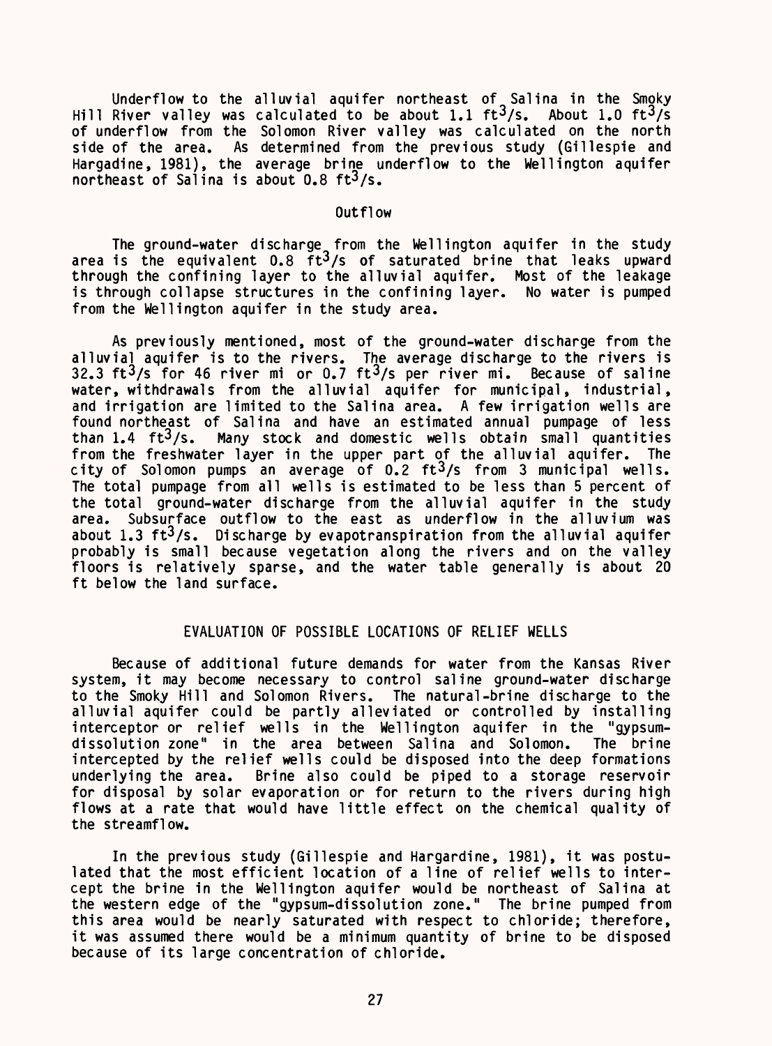Underflow to the alluvial aquifer northeast of Salina in the Smoky Hill River valley was calculated to be about 1.1 $ft^3/s$. About 1.0 $ft^3/s$ of underflow from the Solomon River valley was calculated on the north side of the area. As determined from the previous study (Gillespie and Hargadine, 1981), the average brine underflow to the Wellington aquifer northeast of Salina is about 0.8 $ft^3/s$.

### Outflow

The ground-water discharge from the Wellington aquifer in the study area is the equivalent 0.8 $ft^3/s$ of saturated brine that leaks upward through the confining layer to the alluvial aquifer. Most of the leakage is through collapse structures in the confining layer. No water is pumped from the Wellington aquifer in the study area.

As previously mentioned, most of the ground-water discharge from the alluvial aquifer is to the rivers. The average discharge to the rivers is 32.3 $ft^3/s$ for 46 river mi or 0.7 $ft^3/s$ per river mi. Because of saline water, withdrawals from the alluvial aquifer for municipal, industrial, and irrigation are limited to the Salina area. A few irrigation wells are found northeast of Salina and have an estimated annual pumpage of less than 1.4 $ft^3/s$. Many stock and domestic wells obtain small quantities from the freshwater layer in the upper part of the alluvial aquifer. The city of Solomon pumps an average of 0.2 $ft^3/s$ from 3 municipal wells. The total pumpage from all wells is estimated to be less than 5 percent of the total ground-water discharge from the alluvial aquifer in the study area. Subsurface outflow to the east as underflow in the alluvium was about 1.3 $ft^3/s$. Discharge by evapotranspiration from the alluvial aquifer probably is small because vegetation along the rivers and on the valley floors is relatively sparse, and the water table generally is about 20 ft below the land surface.

## EVALUATION OF POSSIBLE LOCATIONS OF RELIEF WELLS

Because of additional future demands for water from the Kansas River system, it may become necessary to control saline ground-water discharge to the Smoky Hill and Solomon Rivers. The natural-brine discharge to the alluvial aquifer could be partly alleviated or controlled by installing interceptor or relief wells in the Wellington aquifer in the "gypsum-dissolution zone" in the area between Salina and Solomon. The brine intercepted by the relief wells could be disposed into the deep formations underlying the area. Brine also could be piped to a storage reservoir for disposal by solar evaporation or for return to the rivers during high flows at a rate that would have little effect on the chemical quality of the streamflow.

In the previous study (Gillespie and Hargardine, 1981), it was postulated that the most efficient location of a line of relief wells to intercept the brine in the Wellington aquifer would be northeast of Salina at the western edge of the "gypsum-dissolution zone." The brine pumped from this area would be nearly saturated with respect to chloride; therefore, it was assumed there would be a minimum quantity of brine to be disposed because of its large concentration of chloride.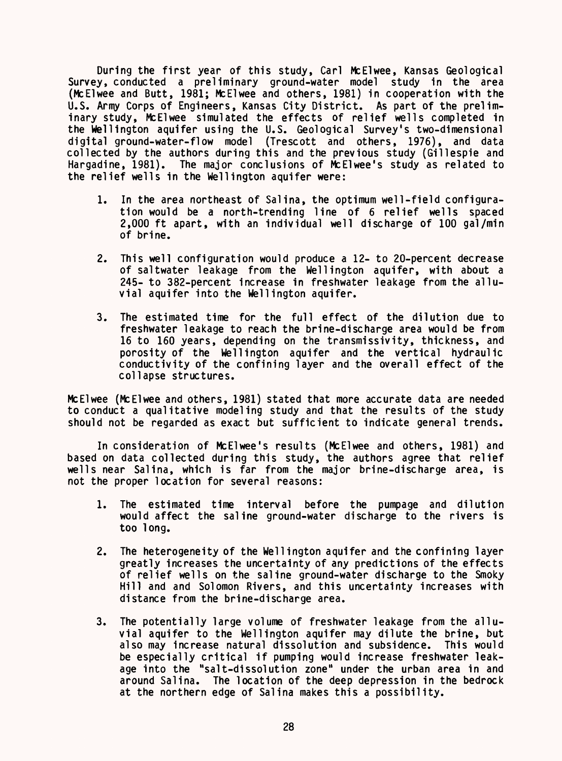During the first year of this study, Carl McElwee, Kansas Geological Survey, conducted a preliminary ground-water model study in the area (McElwee and Butt, 1981; McElwee and others, 1981) in cooperation with the U.S. Army Corps of Engineers, Kansas City District. As part of the preliminary study, McElwee simulated the effects of relief wells completed in the Wellington aquifer using the U.S. Geological Survey's two-dimensional digital ground-water-flow model (Trescott and others, 1976), and data collected by the authors during this and the previous study (Gillespie and Hargadine, 1981). The major conclusions of McElwee's study as related to the relief wells in the Wellington aquifer were:

1. In the area northeast of Salina, the optimum well-field configuration would be a north-trending line of 6 relief wells spaced 2,000 ft apart, with an individual well discharge of 100 gal/min of brine.
2. This well configuration would produce a 12- to 20-percent decrease of saltwater leakage from the Wellington aquifer, with about a 245- to 382-percent increase in freshwater leakage from the alluvial aquifer into the Wellington aquifer.
3. The estimated time for the full effect of the dilution due to freshwater leakage to reach the brine-discharge area would be from 16 to 160 years, depending on the transmissivity, thickness, and porosity of the Wellington aquifer and the vertical hydraulic conductivity of the confining layer and the overall effect of the collapse structures.

McElwee (McElwee and others, 1981) stated that more accurate data are needed to conduct a qualitative modeling study and that the results of the study should not be regarded as exact but sufficient to indicate general trends.

In consideration of McElwee's results (McElwee and others, 1981) and based on data collected during this study, the authors agree that relief wells near Salina, which is far from the major brine-discharge area, is not the proper location for several reasons:

1. The estimated time interval before the pumpage and dilution would affect the saline ground-water discharge to the rivers is too long.
2. The heterogeneity of the Wellington aquifer and the confining layer greatly increases the uncertainty of any predictions of the effects of relief wells on the saline ground-water discharge to the Smoky Hill and and Solomon Rivers, and this uncertainty increases with distance from the brine-discharge area.
3. The potentially large volume of freshwater leakage from the alluvial aquifer to the Wellington aquifer may dilute the brine, but also may increase natural dissolution and subsidence. This would be especially critical if pumping would increase freshwater leakage into the "salt-dissolution zone" under the urban area in and around Salina. The location of the deep depression in the bedrock at the northern edge of Salina makes this a possibility.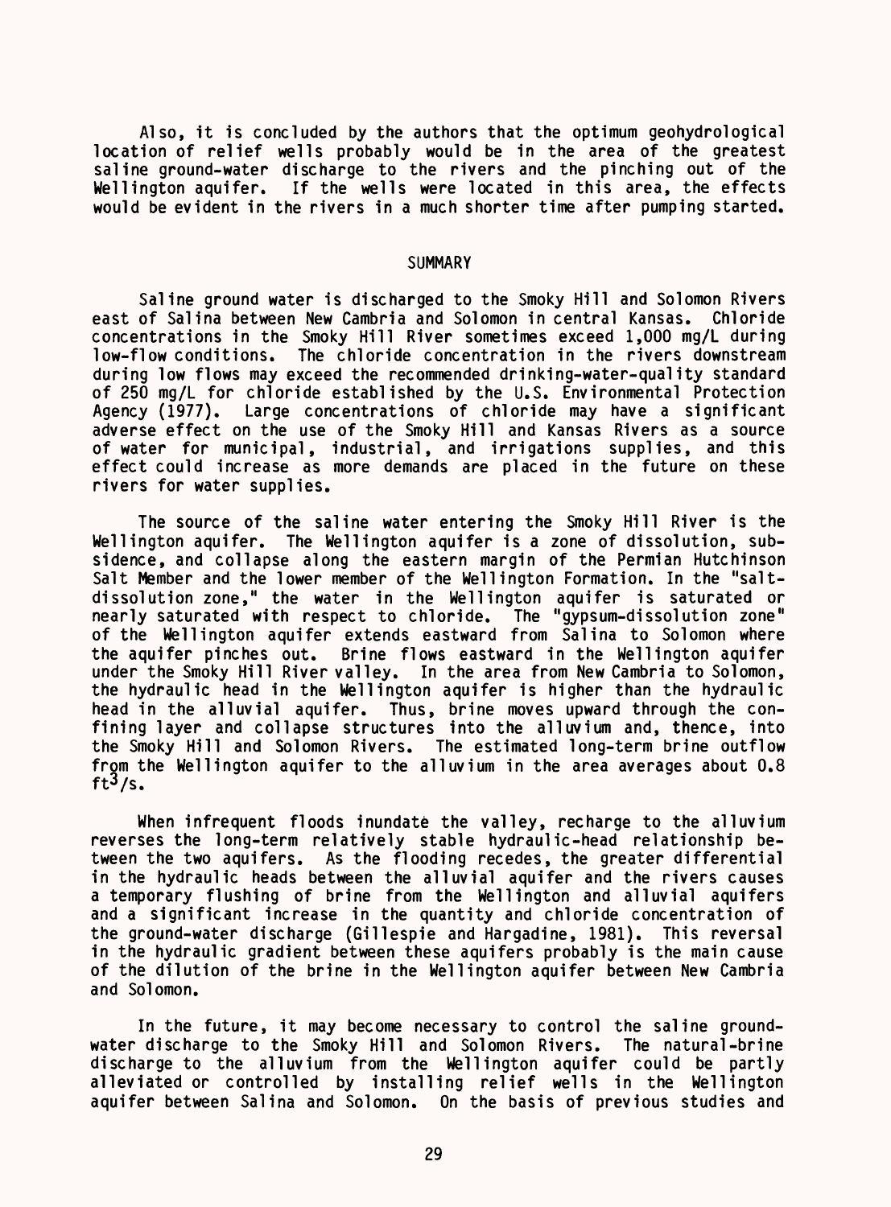Also, it is concluded by the authors that the optimum geohydrological location of relief wells probably would be in the area of the greatest saline ground-water discharge to the rivers and the pinching out of the Wellington aquifer. If the wells were located in this area, the effects would be evident in the rivers in a much shorter time after pumping started.

## SUMMARY

Saline ground water is discharged to the Smoky Hill and Solomon Rivers east of Salina between New Cambria and Solomon in central Kansas. Chloride concentrations in the Smoky Hill River sometimes exceed 1,000 mg/L during low-flow conditions. The chloride concentration in the rivers downstream during low flows may exceed the recommended drinking-water-quality standard of 250 mg/L for chloride established by the U.S. Environmental Protection Agency (1977). Large concentrations of chloride may have a significant adverse effect on the use of the Smoky Hill and Kansas Rivers as a source of water for municipal, industrial, and irrigations supplies, and this effect could increase as more demands are placed in the future on these rivers for water supplies.

The source of the saline water entering the Smoky Hill River is the Wellington aquifer. The Wellington aquifer is a zone of dissolution, subsidence, and collapse along the eastern margin of the Permian Hutchinson Salt Member and the lower member of the Wellington Formation. In the "salt-dissolution zone," the water in the Wellington aquifer is saturated or nearly saturated with respect to chloride. The "gypsum-dissolution zone" of the Wellington aquifer extends eastward from Salina to Solomon where the aquifer pinches out. Brine flows eastward in the Wellington aquifer under the Smoky Hill River valley. In the area from New Cambria to Solomon, the hydraulic head in the Wellington aquifer is higher than the hydraulic head in the alluvial aquifer. Thus, brine moves upward through the confining layer and collapse structures into the alluvium and, thence, into the Smoky Hill and Solomon Rivers. The estimated long-term brine outflow from the Wellington aquifer to the alluvium in the area averages about 0.8 $ft^3/s$.

When infrequent floods inundate the valley, recharge to the alluvium reverses the long-term relatively stable hydraulic-head relationship between the two aquifers. As the flooding recedes, the greater differential in the hydraulic heads between the alluvial aquifer and the rivers causes a temporary flushing of brine from the Wellington and alluvial aquifers and a significant increase in the quantity and chloride concentration of the ground-water discharge (Gillespie and Hargadine, 1981). This reversal in the hydraulic gradient between these aquifers probably is the main cause of the dilution of the brine in the Wellington aquifer between New Cambria and Solomon.

In the future, it may become necessary to control the saline ground-water discharge to the Smoky Hill and Solomon Rivers. The natural-brine discharge to the alluvium from the Wellington aquifer could be partly alleviated or controlled by installing relief wells in the Wellington aquifer between Salina and Solomon. On the basis of previous studies and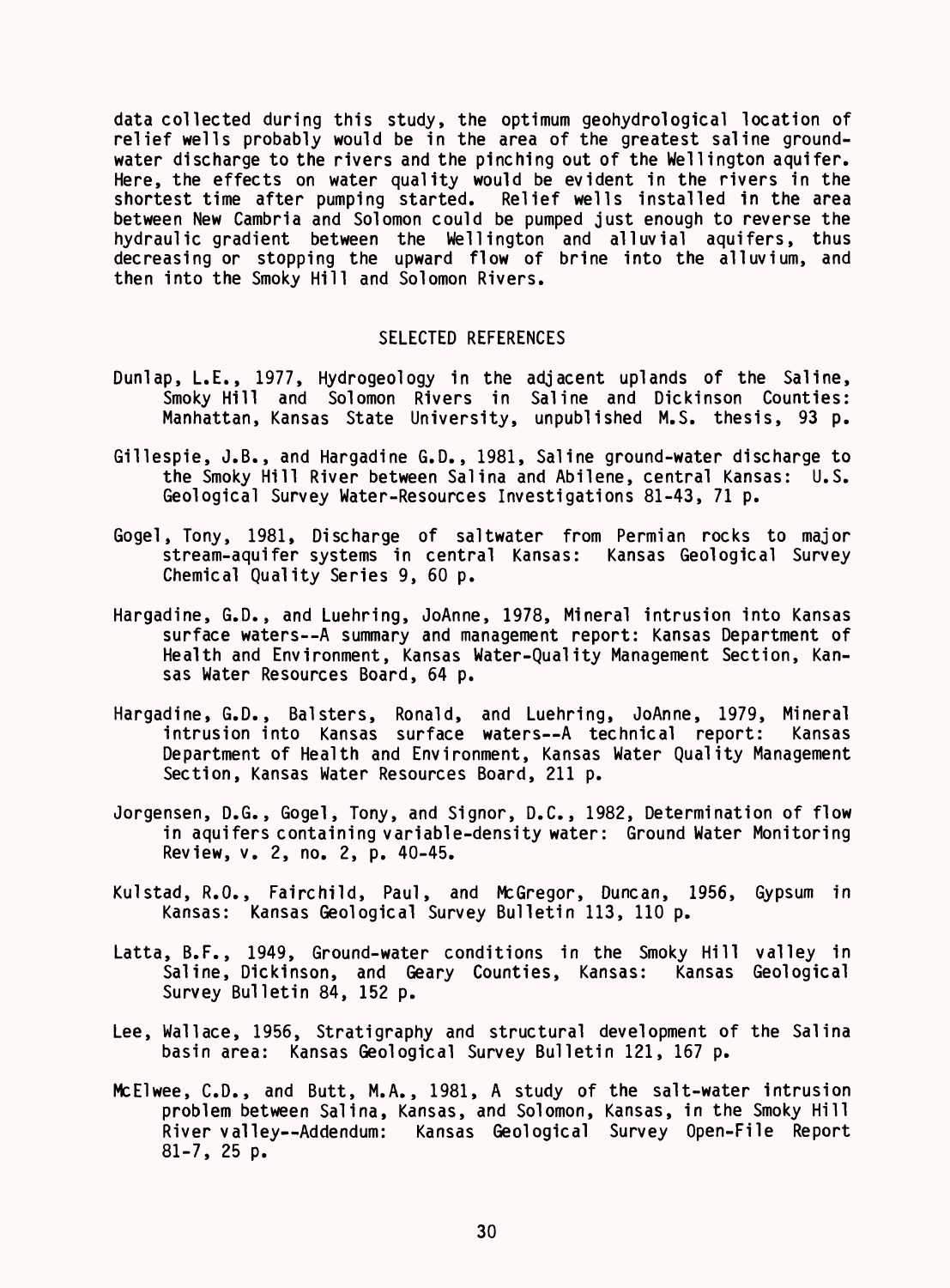data collected during this study, the optimum geohydrological location of relief wells probably would be in the area of the greatest saline ground-water discharge to the rivers and the pinching out of the Wellington aquifer. Here, the effects on water quality would be evident in the rivers in the shortest time after pumping started. Relief wells installed in the area between New Cambria and Solomon could be pumped just enough to reverse the hydraulic gradient between the Wellington and alluvial aquifers, thus decreasing or stopping the upward flow of brine into the alluvium, and then into the Smoky Hill and Solomon Rivers.

## SELECTED REFERENCES

Dunlap, L.E., 1977, Hydrogeology in the adjacent uplands of the Saline, Smoky Hill and Solomon Rivers in Saline and Dickinson Counties: Manhattan, Kansas State University, unpublished M.S. thesis, 93 p.

Gillespie, J.B., and Hargadine G.D., 1981, Saline ground-water discharge to the Smoky Hill River between Salina and Abilene, central Kansas: U.S. Geological Survey Water-Resources Investigations 81-43, 71 p.

Gogel, Tony, 1981, Discharge of saltwater from Permian rocks to major stream-aquifer systems in central Kansas: Kansas Geological Survey Chemical Quality Series 9, 60 p.

Hargadine, G.D., and Luehring, JoAnne, 1978, Mineral intrusion into Kansas surface waters--A summary and management report: Kansas Department of Health and Environment, Kansas Water-Quality Management Section, Kansas Water Resources Board, 64 p.

Hargadine, G.D., Balsters, Ronald, and Luehring, JoAnne, 1979, Mineral intrusion into Kansas surface waters--A technical report: Kansas Department of Health and Environment, Kansas Water Quality Management Section, Kansas Water Resources Board, 211 p.

Jorgensen, D.G., Gogel, Tony, and Signor, D.C., 1982, Determination of flow in aquifers containing variable-density water: Ground Water Monitoring Review, v. 2, no. 2, p. 40-45.

Kulstad, R.O., Fairchild, Paul, and McGregor, Duncan, 1956, Gypsum in Kansas: Kansas Geological Survey Bulletin 113, 110 p.

Latta, B.F., 1949, Ground-water conditions in the Smoky Hill valley in Saline, Dickinson, and Geary Counties, Kansas: Kansas Geological Survey Bulletin 84, 152 p.

Lee, Wallace, 1956, Stratigraphy and structural development of the Salina basin area: Kansas Geological Survey Bulletin 121, 167 p.

McElwee, C.D., and Butt, M.A., 1981, A study of the salt-water intrusion problem between Salina, Kansas, and Solomon, Kansas, in the Smoky Hill River valley--Addendum: Kansas Geological Survey Open-File Report 81-7, 25 p.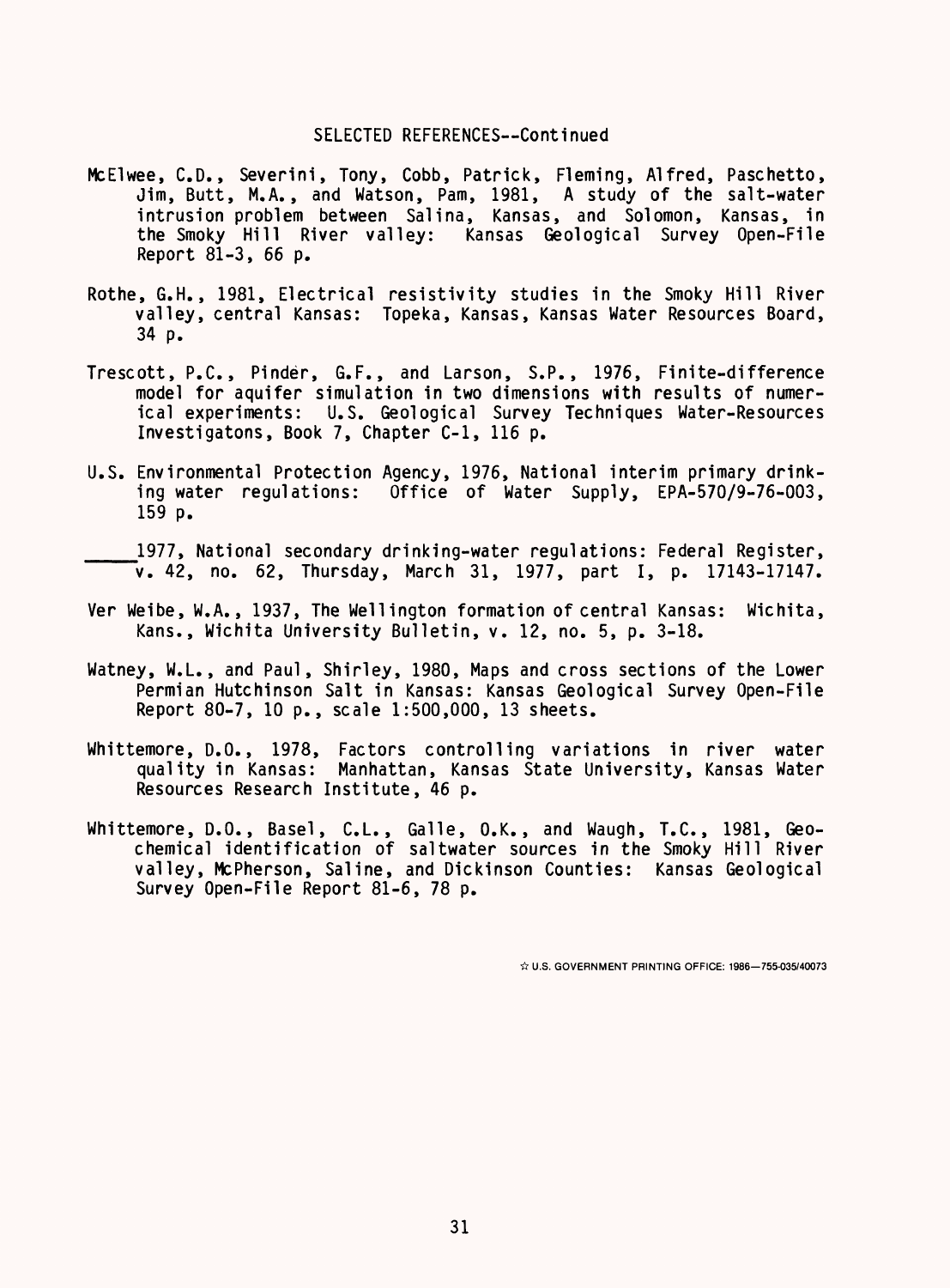SELECTED REFERENCES--Continued

McElwee, C.D., Severini, Tony, Cobb, Patrick, Fleming, Alfred, Paschetto, Jim, Butt, M.A., and Watson, Pam, 1981, A study of the salt-water intrusion problem between Salina, Kansas, and Solomon, Kansas, in the Smoky Hill River valley: Kansas Geological Survey Open-File Report 81-3, 66 p.

Rothe, G.H., 1981, Electrical resistivity studies in the Smoky Hill River valley, central Kansas: Topeka, Kansas, Kansas Water Resources Board, 34 p.

Trescott, P.C., Pinder, G.F., and Larson, S.P., 1976, Finite-difference model for aquifer simulation in two dimensions with results of numerical experiments: U.S. Geological Survey Techniques Water-Resources Investigatons, Book 7, Chapter C-1, 116 p.

U.S. Environmental Protection Agency, 1976, National interim primary drinking water regulations: Office of Water Supply, EPA-570/9-76-003, 159 p.

_____1977, National secondary drinking-water regulations: Federal Register, v. 42, no. 62, Thursday, March 31, 1977, part I, p. 17143-17147.

Ver Weibe, W.A., 1937, The Wellington formation of central Kansas: Wichita, Kans., Wichita University Bulletin, v. 12, no. 5, p. 3-18.

Watney, W.L., and Paul, Shirley, 1980, Maps and cross sections of the Lower Permian Hutchinson Salt in Kansas: Kansas Geological Survey Open-File Report 80-7, 10 p., scale 1:500,000, 13 sheets.

Whittemore, D.O., 1978, Factors controlling variations in river water quality in Kansas: Manhattan, Kansas State University, Kansas Water Resources Research Institute, 46 p.

Whittemore, D.O., Basel, C.L., Galle, O.K., and Waugh, T.C., 1981, Geochemical identification of saltwater sources in the Smoky Hill River valley, McPherson, Saline, and Dickinson Counties: Kansas Geological Survey Open-File Report 81-6, 78 p.

☆ U.S. GOVERNMENT PRINTING OFFICE: 1986—755-035/40073